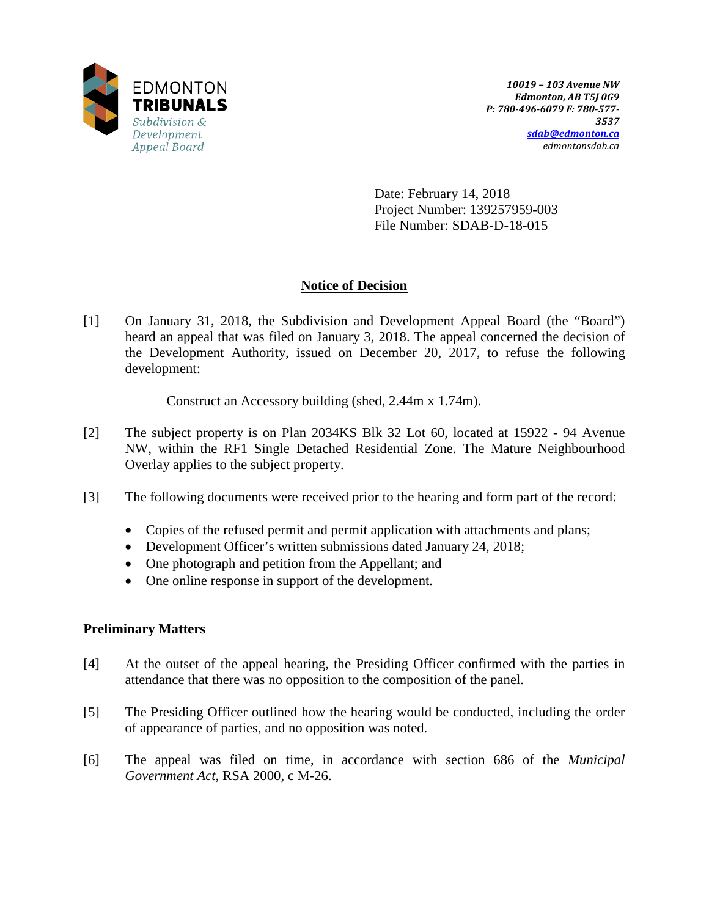EDMONTON
**TRIBUNALS**
*Subdivision & Development Appeal Board*

*10019 – 103 Avenue NW*
*Edmonton, AB T5J 0G9*
*P: 780-496-6079 F: 780-577-3537*
*sdab@edmonton.ca*
*edmontonsdab.ca*

Date: February 14, 2018
Project Number: 139257959-003
File Number: SDAB-D-18-015

## Notice of Decision

[1] On January 31, 2018, the Subdivision and Development Appeal Board (the "Board") heard an appeal that was filed on January 3, 2018. The appeal concerned the decision of the Development Authority, issued on December 20, 2017, to refuse the following development:

Construct an Accessory building (shed, 2.44m x 1.74m).

[2] The subject property is on Plan 2034KS Blk 32 Lot 60, located at 15922 - 94 Avenue NW, within the RF1 Single Detached Residential Zone. The Mature Neighbourhood Overlay applies to the subject property.

[3] The following documents were received prior to the hearing and form part of the record:

- Copies of the refused permit and permit application with attachments and plans;
- Development Officer's written submissions dated January 24, 2018;
- One photograph and petition from the Appellant; and
- One online response in support of the development.

### Preliminary Matters

[4] At the outset of the appeal hearing, the Presiding Officer confirmed with the parties in attendance that there was no opposition to the composition of the panel.

[5] The Presiding Officer outlined how the hearing would be conducted, including the order of appearance of parties, and no opposition was noted.

[6] The appeal was filed on time, in accordance with section 686 of the *Municipal Government Act*, RSA 2000, c M-26.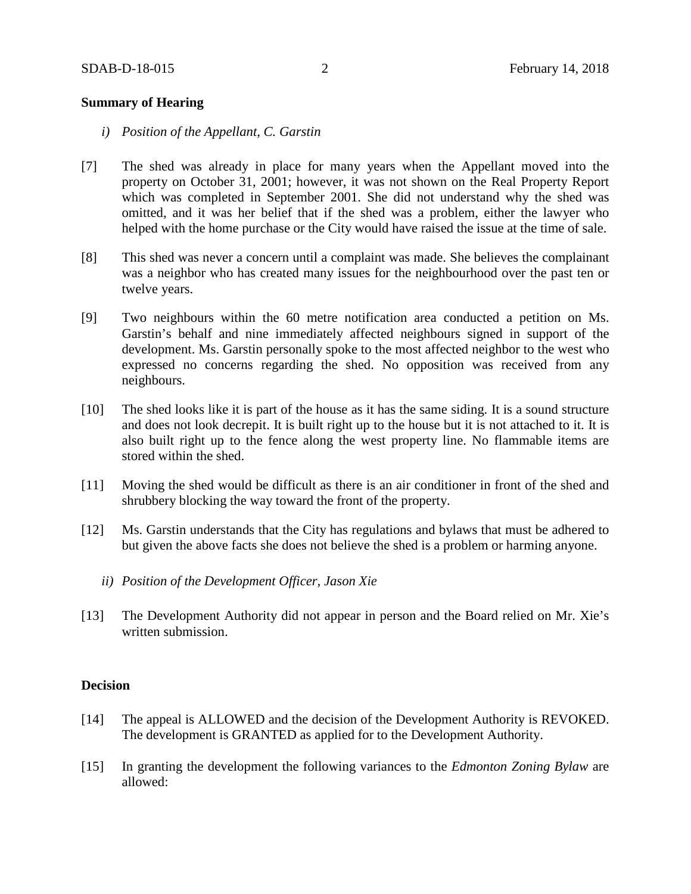**Summary of Hearing**

*i) Position of the Appellant, C. Garstin*

[7] The shed was already in place for many years when the Appellant moved into the property on October 31, 2001; however, it was not shown on the Real Property Report which was completed in September 2001. She did not understand why the shed was omitted, and it was her belief that if the shed was a problem, either the lawyer who helped with the home purchase or the City would have raised the issue at the time of sale.

[8] This shed was never a concern until a complaint was made. She believes the complainant was a neighbor who has created many issues for the neighbourhood over the past ten or twelve years.

[9] Two neighbours within the 60 metre notification area conducted a petition on Ms. Garstin's behalf and nine immediately affected neighbours signed in support of the development. Ms. Garstin personally spoke to the most affected neighbor to the west who expressed no concerns regarding the shed. No opposition was received from any neighbours.

[10] The shed looks like it is part of the house as it has the same siding. It is a sound structure and does not look decrepit. It is built right up to the house but it is not attached to it. It is also built right up to the fence along the west property line. No flammable items are stored within the shed.

[11] Moving the shed would be difficult as there is an air conditioner in front of the shed and shrubbery blocking the way toward the front of the property.

[12] Ms. Garstin understands that the City has regulations and bylaws that must be adhered to but given the above facts she does not believe the shed is a problem or harming anyone.

*ii) Position of the Development Officer, Jason Xie*

[13] The Development Authority did not appear in person and the Board relied on Mr. Xie's written submission.

**Decision**

[14] The appeal is ALLOWED and the decision of the Development Authority is REVOKED. The development is GRANTED as applied for to the Development Authority.

[15] In granting the development the following variances to the *Edmonton Zoning Bylaw* are allowed: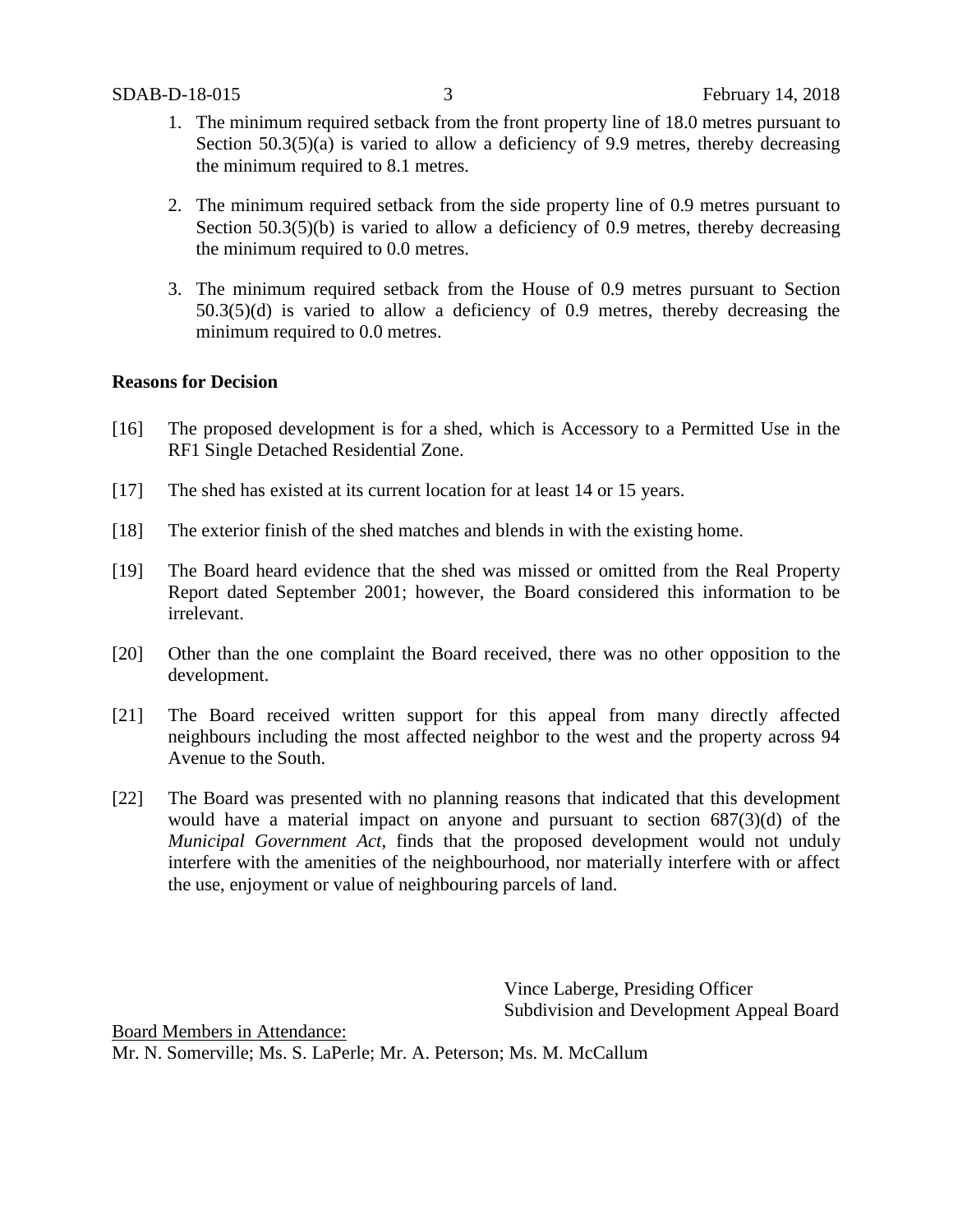1. The minimum required setback from the front property line of 18.0 metres pursuant to Section 50.3(5)(a) is varied to allow a deficiency of 9.9 metres, thereby decreasing the minimum required to 8.1 metres.

2. The minimum required setback from the side property line of 0.9 metres pursuant to Section 50.3(5)(b) is varied to allow a deficiency of 0.9 metres, thereby decreasing the minimum required to 0.0 metres.

3. The minimum required setback from the House of 0.9 metres pursuant to Section 50.3(5)(d) is varied to allow a deficiency of 0.9 metres, thereby decreasing the minimum required to 0.0 metres.

**Reasons for Decision**

[16] The proposed development is for a shed, which is Accessory to a Permitted Use in the RF1 Single Detached Residential Zone.

[17] The shed has existed at its current location for at least 14 or 15 years.

[18] The exterior finish of the shed matches and blends in with the existing home.

[19] The Board heard evidence that the shed was missed or omitted from the Real Property Report dated September 2001; however, the Board considered this information to be irrelevant.

[20] Other than the one complaint the Board received, there was no other opposition to the development.

[21] The Board received written support for this appeal from many directly affected neighbours including the most affected neighbor to the west and the property across 94 Avenue to the South.

[22] The Board was presented with no planning reasons that indicated that this development would have a material impact on anyone and pursuant to section 687(3)(d) of the *Municipal Government Act*, finds that the proposed development would not unduly interfere with the amenities of the neighbourhood, nor materially interfere with or affect the use, enjoyment or value of neighbouring parcels of land.

Vince Laberge, Presiding Officer
Subdivision and Development Appeal Board

Board Members in Attendance:
Mr. N. Somerville; Ms. S. LaPerle; Mr. A. Peterson; Ms. M. McCallum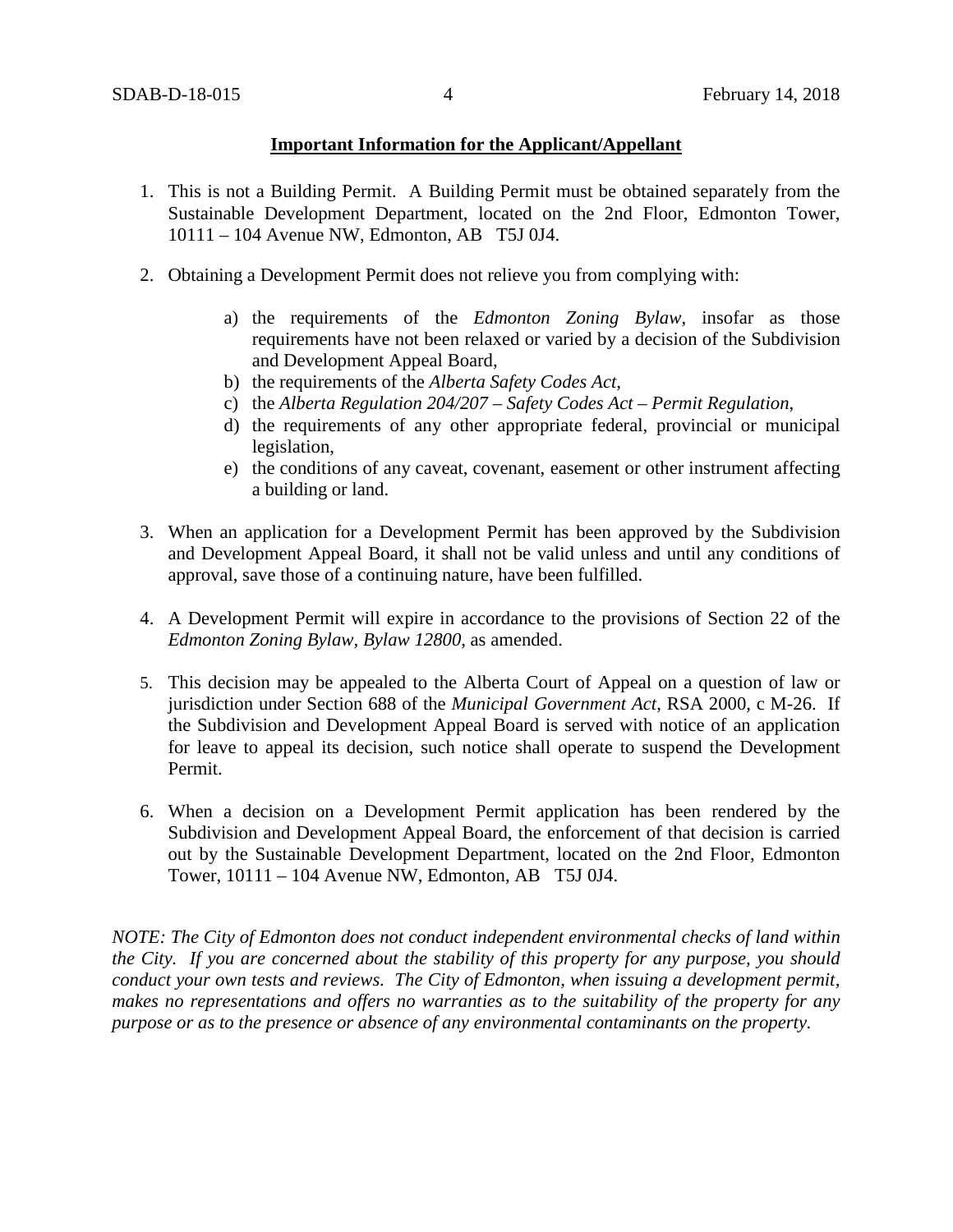**Important Information for the Applicant/Appellant**

1. This is not a Building Permit. A Building Permit must be obtained separately from the Sustainable Development Department, located on the 2nd Floor, Edmonton Tower, 10111 – 104 Avenue NW, Edmonton, AB T5J 0J4.

2. Obtaining a Development Permit does not relieve you from complying with:

    a) the requirements of the *Edmonton Zoning Bylaw*, insofar as those requirements have not been relaxed or varied by a decision of the Subdivision and Development Appeal Board,
    b) the requirements of the *Alberta Safety Codes Act*,
    c) the *Alberta Regulation 204/207 – Safety Codes Act – Permit Regulation*,
    d) the requirements of any other appropriate federal, provincial or municipal legislation,
    e) the conditions of any caveat, covenant, easement or other instrument affecting a building or land.

3. When an application for a Development Permit has been approved by the Subdivision and Development Appeal Board, it shall not be valid unless and until any conditions of approval, save those of a continuing nature, have been fulfilled.

4. A Development Permit will expire in accordance to the provisions of Section 22 of the *Edmonton Zoning Bylaw, Bylaw 12800*, as amended.

5. This decision may be appealed to the Alberta Court of Appeal on a question of law or jurisdiction under Section 688 of the *Municipal Government Act*, RSA 2000, c M-26. If the Subdivision and Development Appeal Board is served with notice of an application for leave to appeal its decision, such notice shall operate to suspend the Development Permit.

6. When a decision on a Development Permit application has been rendered by the Subdivision and Development Appeal Board, the enforcement of that decision is carried out by the Sustainable Development Department, located on the 2nd Floor, Edmonton Tower, 10111 – 104 Avenue NW, Edmonton, AB T5J 0J4.

*NOTE: The City of Edmonton does not conduct independent environmental checks of land within the City. If you are concerned about the stability of this property for any purpose, you should conduct your own tests and reviews. The City of Edmonton, when issuing a development permit, makes no representations and offers no warranties as to the suitability of the property for any purpose or as to the presence or absence of any environmental contaminants on the property.*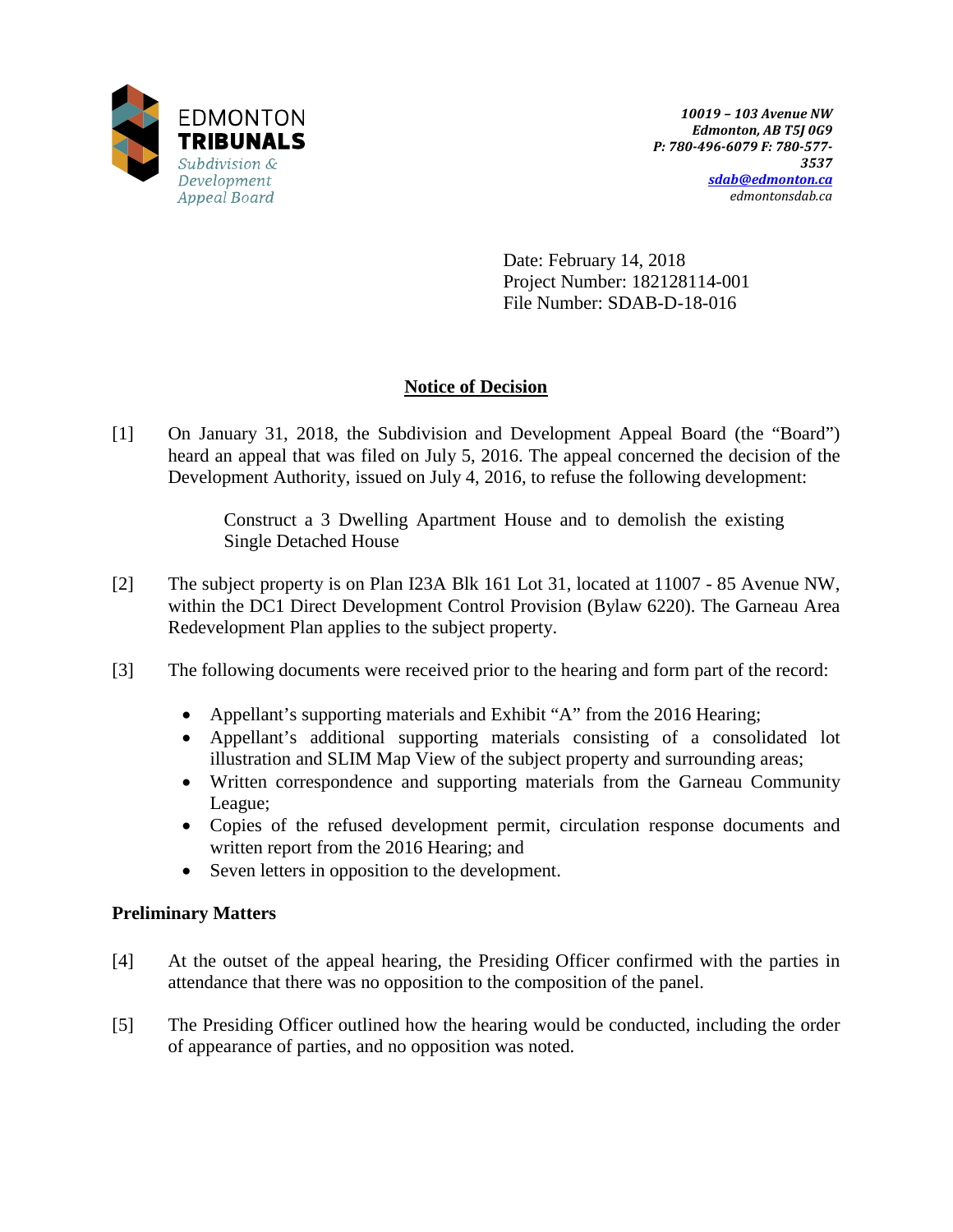EDMONTON
**TRIBUNALS**
*Subdivision & Development Appeal Board*

*10019 – 103 Avenue NW*
*Edmonton, AB T5J 0G9*
*P: 780-496-6079 F: 780-577-3537*
*sdab@edmonton.ca*
*edmontonsdab.ca*

Date: February 14, 2018
Project Number: 182128114-001
File Number: SDAB-D-18-016

## Notice of Decision

[1] On January 31, 2018, the Subdivision and Development Appeal Board (the "Board") heard an appeal that was filed on July 5, 2016. The appeal concerned the decision of the Development Authority, issued on July 4, 2016, to refuse the following development:

> Construct a 3 Dwelling Apartment House and to demolish the existing Single Detached House

[2] The subject property is on Plan I23A Blk 161 Lot 31, located at 11007 - 85 Avenue NW, within the DC1 Direct Development Control Provision (Bylaw 6220). The Garneau Area Redevelopment Plan applies to the subject property.

[3] The following documents were received prior to the hearing and form part of the record:

- Appellant's supporting materials and Exhibit "A" from the 2016 Hearing;
- Appellant's additional supporting materials consisting of a consolidated lot illustration and SLIM Map View of the subject property and surrounding areas;
- Written correspondence and supporting materials from the Garneau Community League;
- Copies of the refused development permit, circulation response documents and written report from the 2016 Hearing; and
- Seven letters in opposition to the development.

### Preliminary Matters

[4] At the outset of the appeal hearing, the Presiding Officer confirmed with the parties in attendance that there was no opposition to the composition of the panel.

[5] The Presiding Officer outlined how the hearing would be conducted, including the order of appearance of parties, and no opposition was noted.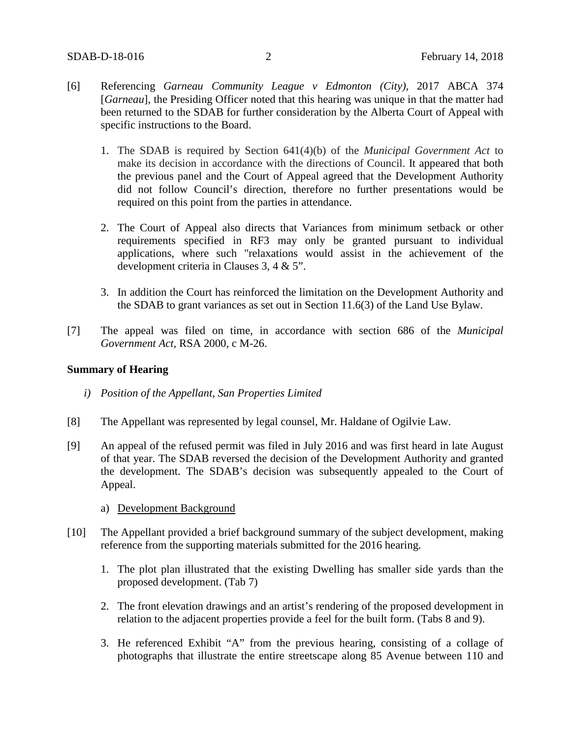[6] Referencing *Garneau Community League v Edmonton (City)*, 2017 ABCA 374 [*Garneau*], the Presiding Officer noted that this hearing was unique in that the matter had been returned to the SDAB for further consideration by the Alberta Court of Appeal with specific instructions to the Board.

1. The SDAB is required by Section 641(4)(b) of the *Municipal Government Act* to make its decision in accordance with the directions of Council. It appeared that both the previous panel and the Court of Appeal agreed that the Development Authority did not follow Council's direction, therefore no further presentations would be required on this point from the parties in attendance.

2. The Court of Appeal also directs that Variances from minimum setback or other requirements specified in RF3 may only be granted pursuant to individual applications, where such "relaxations would assist in the achievement of the development criteria in Clauses 3, 4 & 5".

3. In addition the Court has reinforced the limitation on the Development Authority and the SDAB to grant variances as set out in Section 11.6(3) of the Land Use Bylaw.

[7] The appeal was filed on time, in accordance with section 686 of the *Municipal Government Act*, RSA 2000, c M-26.

**Summary of Hearing**

*i) Position of the Appellant, San Properties Limited*

[8] The Appellant was represented by legal counsel, Mr. Haldane of Ogilvie Law.

[9] An appeal of the refused permit was filed in July 2016 and was first heard in late August of that year. The SDAB reversed the decision of the Development Authority and granted the development. The SDAB's decision was subsequently appealed to the Court of Appeal.

a) <u>Development Background</u>

[10] The Appellant provided a brief background summary of the subject development, making reference from the supporting materials submitted for the 2016 hearing.

1. The plot plan illustrated that the existing Dwelling has smaller side yards than the proposed development. (Tab 7)

2. The front elevation drawings and an artist's rendering of the proposed development in relation to the adjacent properties provide a feel for the built form. (Tabs 8 and 9).

3. He referenced Exhibit "A" from the previous hearing, consisting of a collage of photographs that illustrate the entire streetscape along 85 Avenue between 110 and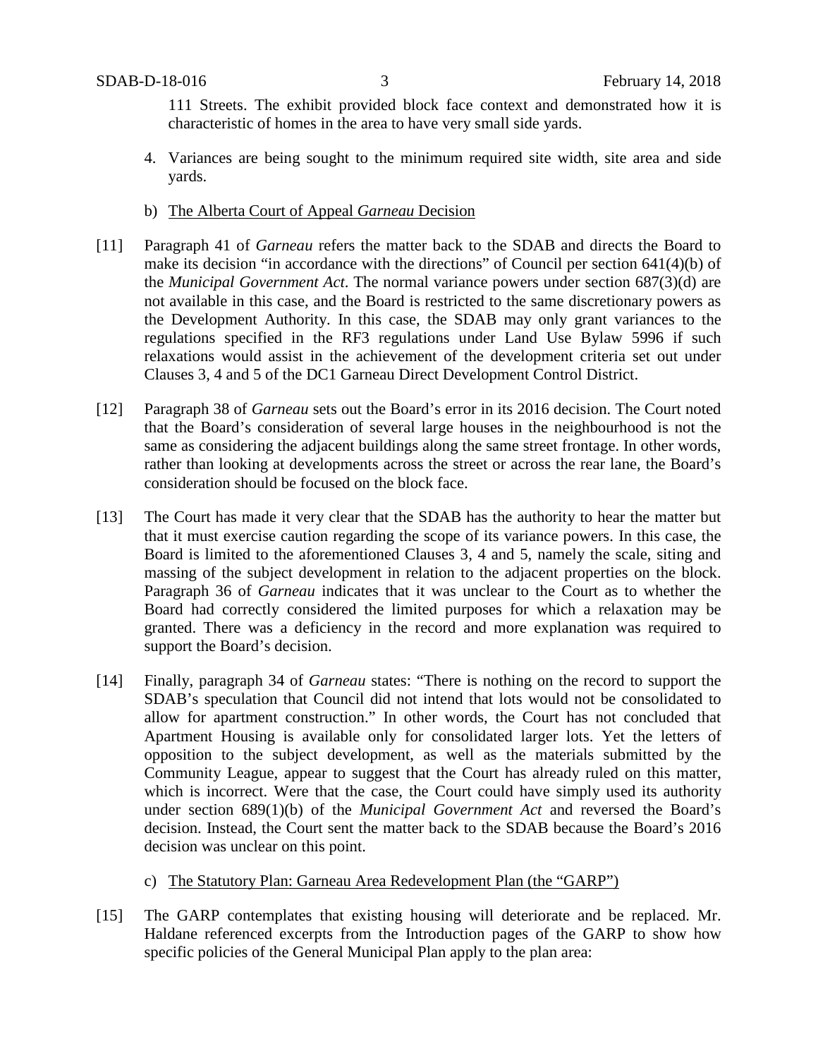111 Streets. The exhibit provided block face context and demonstrated how it is characteristic of homes in the area to have very small side yards.

4. Variances are being sought to the minimum required site width, site area and side yards.

b) The Alberta Court of Appeal *Garneau* Decision

[11] Paragraph 41 of *Garneau* refers the matter back to the SDAB and directs the Board to make its decision "in accordance with the directions" of Council per section 641(4)(b) of the *Municipal Government Act*. The normal variance powers under section 687(3)(d) are not available in this case, and the Board is restricted to the same discretionary powers as the Development Authority. In this case, the SDAB may only grant variances to the regulations specified in the RF3 regulations under Land Use Bylaw 5996 if such relaxations would assist in the achievement of the development criteria set out under Clauses 3, 4 and 5 of the DC1 Garneau Direct Development Control District.

[12] Paragraph 38 of *Garneau* sets out the Board's error in its 2016 decision. The Court noted that the Board's consideration of several large houses in the neighbourhood is not the same as considering the adjacent buildings along the same street frontage. In other words, rather than looking at developments across the street or across the rear lane, the Board's consideration should be focused on the block face.

[13] The Court has made it very clear that the SDAB has the authority to hear the matter but that it must exercise caution regarding the scope of its variance powers. In this case, the Board is limited to the aforementioned Clauses 3, 4 and 5, namely the scale, siting and massing of the subject development in relation to the adjacent properties on the block. Paragraph 36 of *Garneau* indicates that it was unclear to the Court as to whether the Board had correctly considered the limited purposes for which a relaxation may be granted. There was a deficiency in the record and more explanation was required to support the Board's decision.

[14] Finally, paragraph 34 of *Garneau* states: "There is nothing on the record to support the SDAB's speculation that Council did not intend that lots would not be consolidated to allow for apartment construction." In other words, the Court has not concluded that Apartment Housing is available only for consolidated larger lots. Yet the letters of opposition to the subject development, as well as the materials submitted by the Community League, appear to suggest that the Court has already ruled on this matter, which is incorrect. Were that the case, the Court could have simply used its authority under section 689(1)(b) of the *Municipal Government Act* and reversed the Board's decision. Instead, the Court sent the matter back to the SDAB because the Board's 2016 decision was unclear on this point.

c) The Statutory Plan: Garneau Area Redevelopment Plan (the "GARP")

[15] The GARP contemplates that existing housing will deteriorate and be replaced. Mr. Haldane referenced excerpts from the Introduction pages of the GARP to show how specific policies of the General Municipal Plan apply to the plan area: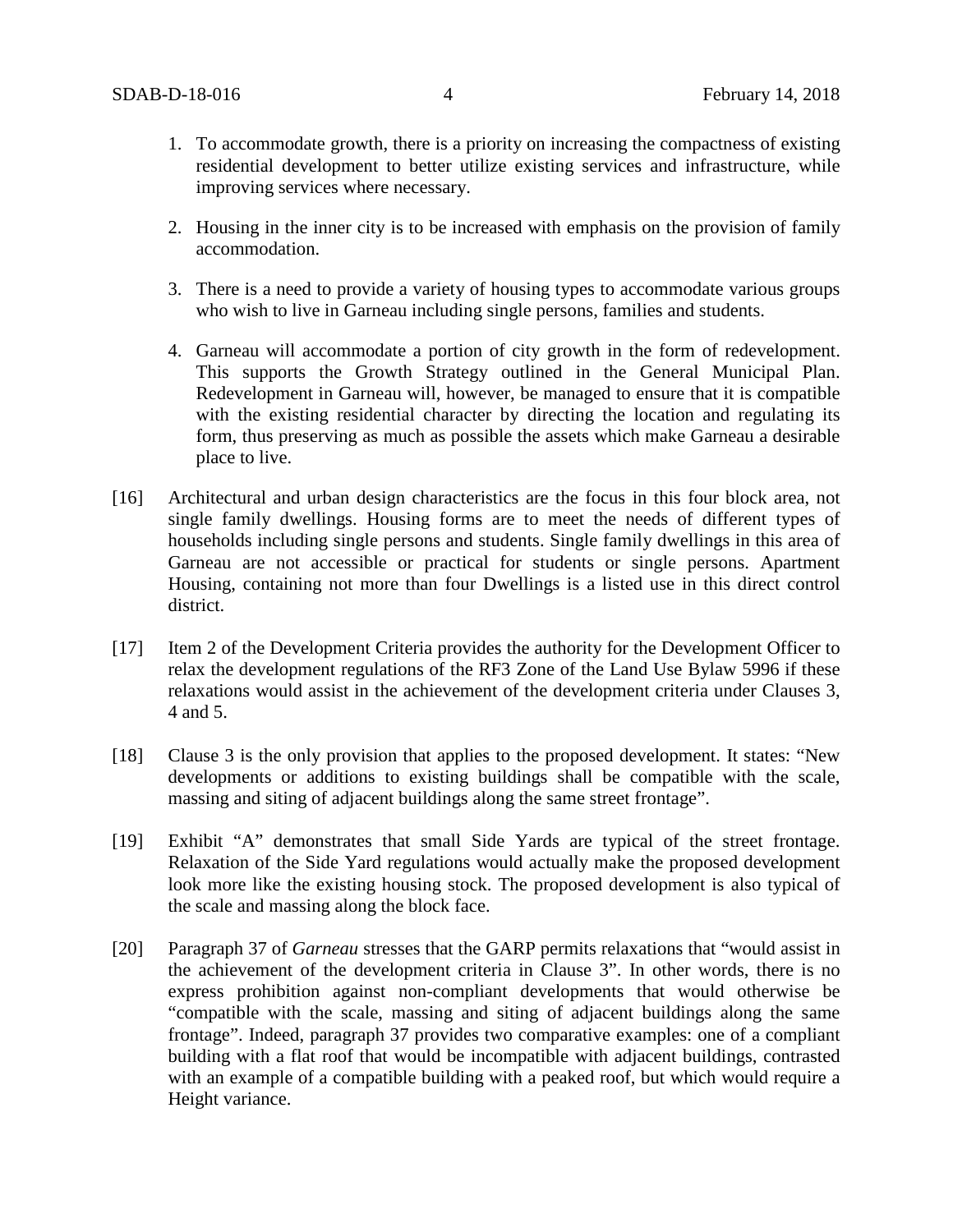1. To accommodate growth, there is a priority on increasing the compactness of existing residential development to better utilize existing services and infrastructure, while improving services where necessary.

2. Housing in the inner city is to be increased with emphasis on the provision of family accommodation.

3. There is a need to provide a variety of housing types to accommodate various groups who wish to live in Garneau including single persons, families and students.

4. Garneau will accommodate a portion of city growth in the form of redevelopment. This supports the Growth Strategy outlined in the General Municipal Plan. Redevelopment in Garneau will, however, be managed to ensure that it is compatible with the existing residential character by directing the location and regulating its form, thus preserving as much as possible the assets which make Garneau a desirable place to live.

[16] Architectural and urban design characteristics are the focus in this four block area, not single family dwellings. Housing forms are to meet the needs of different types of households including single persons and students. Single family dwellings in this area of Garneau are not accessible or practical for students or single persons. Apartment Housing, containing not more than four Dwellings is a listed use in this direct control district.

[17] Item 2 of the Development Criteria provides the authority for the Development Officer to relax the development regulations of the RF3 Zone of the Land Use Bylaw 5996 if these relaxations would assist in the achievement of the development criteria under Clauses 3, 4 and 5.

[18] Clause 3 is the only provision that applies to the proposed development. It states: "New developments or additions to existing buildings shall be compatible with the scale, massing and siting of adjacent buildings along the same street frontage".

[19] Exhibit "A" demonstrates that small Side Yards are typical of the street frontage. Relaxation of the Side Yard regulations would actually make the proposed development look more like the existing housing stock. The proposed development is also typical of the scale and massing along the block face.

[20] Paragraph 37 of *Garneau* stresses that the GARP permits relaxations that "would assist in the achievement of the development criteria in Clause 3". In other words, there is no express prohibition against non-compliant developments that would otherwise be "compatible with the scale, massing and siting of adjacent buildings along the same frontage". Indeed, paragraph 37 provides two comparative examples: one of a compliant building with a flat roof that would be incompatible with adjacent buildings, contrasted with an example of a compatible building with a peaked roof, but which would require a Height variance.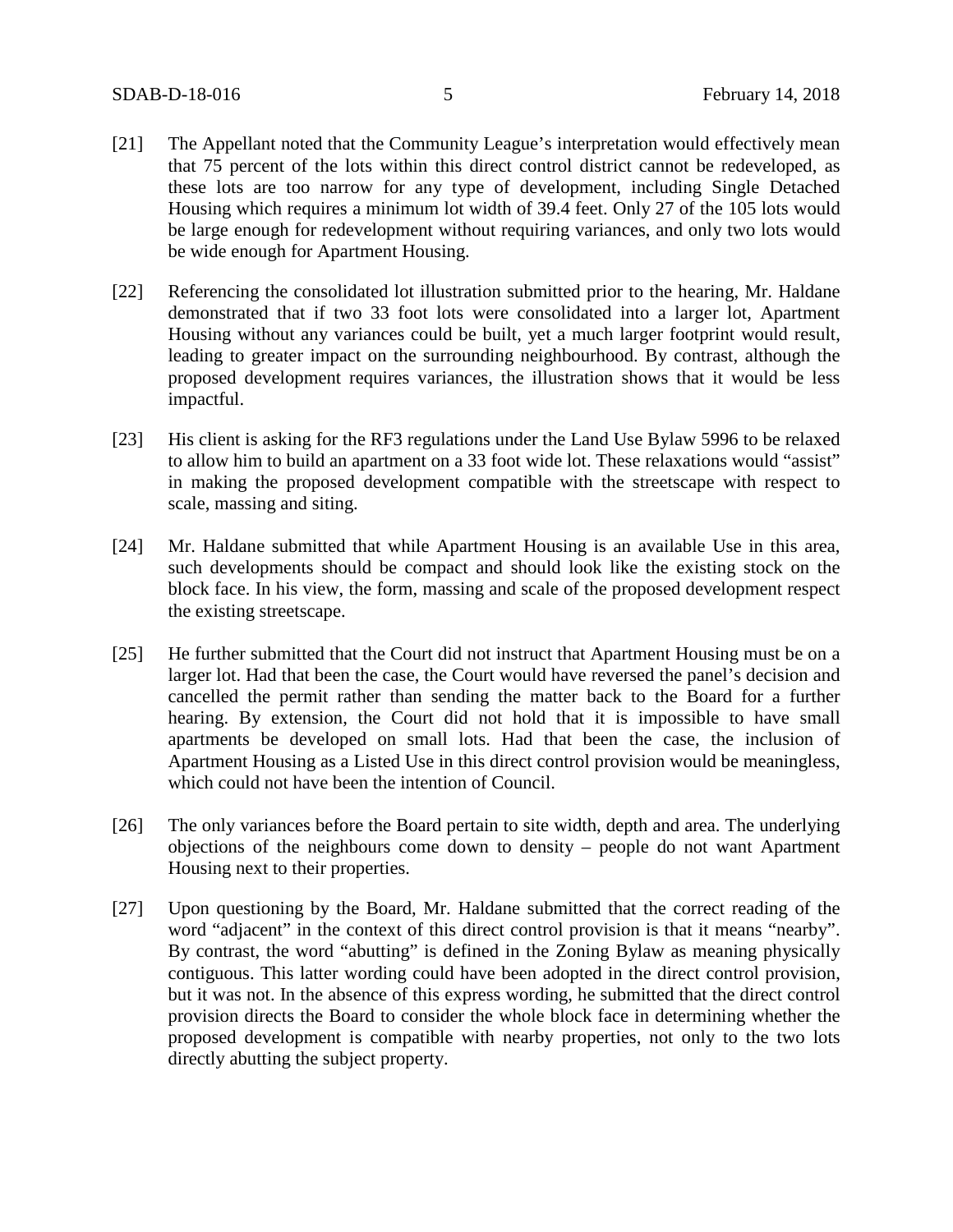[21] The Appellant noted that the Community League's interpretation would effectively mean that 75 percent of the lots within this direct control district cannot be redeveloped, as these lots are too narrow for any type of development, including Single Detached Housing which requires a minimum lot width of 39.4 feet. Only 27 of the 105 lots would be large enough for redevelopment without requiring variances, and only two lots would be wide enough for Apartment Housing.

[22] Referencing the consolidated lot illustration submitted prior to the hearing, Mr. Haldane demonstrated that if two 33 foot lots were consolidated into a larger lot, Apartment Housing without any variances could be built, yet a much larger footprint would result, leading to greater impact on the surrounding neighbourhood. By contrast, although the proposed development requires variances, the illustration shows that it would be less impactful.

[23] His client is asking for the RF3 regulations under the Land Use Bylaw 5996 to be relaxed to allow him to build an apartment on a 33 foot wide lot. These relaxations would "assist" in making the proposed development compatible with the streetscape with respect to scale, massing and siting.

[24] Mr. Haldane submitted that while Apartment Housing is an available Use in this area, such developments should be compact and should look like the existing stock on the block face. In his view, the form, massing and scale of the proposed development respect the existing streetscape.

[25] He further submitted that the Court did not instruct that Apartment Housing must be on a larger lot. Had that been the case, the Court would have reversed the panel's decision and cancelled the permit rather than sending the matter back to the Board for a further hearing. By extension, the Court did not hold that it is impossible to have small apartments be developed on small lots. Had that been the case, the inclusion of Apartment Housing as a Listed Use in this direct control provision would be meaningless, which could not have been the intention of Council.

[26] The only variances before the Board pertain to site width, depth and area. The underlying objections of the neighbours come down to density – people do not want Apartment Housing next to their properties.

[27] Upon questioning by the Board, Mr. Haldane submitted that the correct reading of the word "adjacent" in the context of this direct control provision is that it means "nearby". By contrast, the word "abutting" is defined in the Zoning Bylaw as meaning physically contiguous. This latter wording could have been adopted in the direct control provision, but it was not. In the absence of this express wording, he submitted that the direct control provision directs the Board to consider the whole block face in determining whether the proposed development is compatible with nearby properties, not only to the two lots directly abutting the subject property.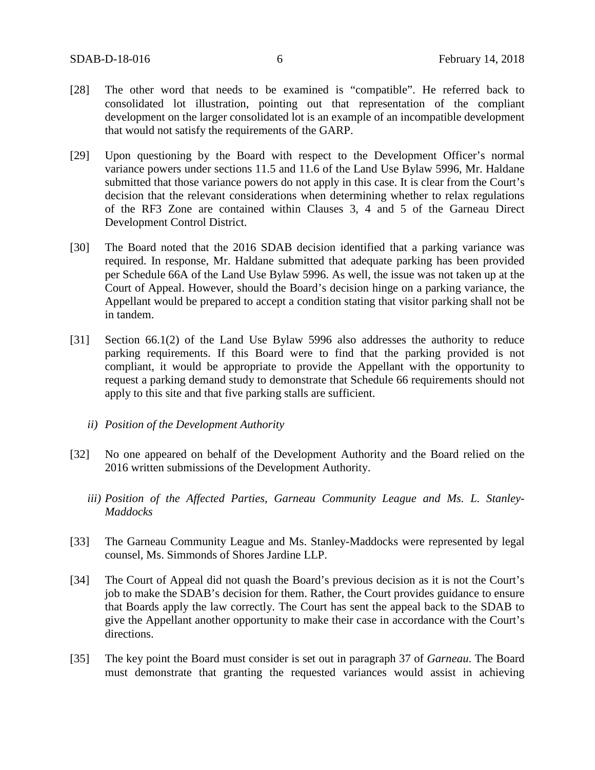[28] The other word that needs to be examined is "compatible". He referred back to consolidated lot illustration, pointing out that representation of the compliant development on the larger consolidated lot is an example of an incompatible development that would not satisfy the requirements of the GARP.

[29] Upon questioning by the Board with respect to the Development Officer's normal variance powers under sections 11.5 and 11.6 of the Land Use Bylaw 5996, Mr. Haldane submitted that those variance powers do not apply in this case. It is clear from the Court's decision that the relevant considerations when determining whether to relax regulations of the RF3 Zone are contained within Clauses 3, 4 and 5 of the Garneau Direct Development Control District.

[30] The Board noted that the 2016 SDAB decision identified that a parking variance was required. In response, Mr. Haldane submitted that adequate parking has been provided per Schedule 66A of the Land Use Bylaw 5996. As well, the issue was not taken up at the Court of Appeal. However, should the Board's decision hinge on a parking variance, the Appellant would be prepared to accept a condition stating that visitor parking shall not be in tandem.

[31] Section 66.1(2) of the Land Use Bylaw 5996 also addresses the authority to reduce parking requirements. If this Board were to find that the parking provided is not compliant, it would be appropriate to provide the Appellant with the opportunity to request a parking demand study to demonstrate that Schedule 66 requirements should not apply to this site and that five parking stalls are sufficient.

*ii) Position of the Development Authority*

[32] No one appeared on behalf of the Development Authority and the Board relied on the 2016 written submissions of the Development Authority.

*iii) Position of the Affected Parties, Garneau Community League and Ms. L. Stanley-Maddocks*

[33] The Garneau Community League and Ms. Stanley-Maddocks were represented by legal counsel, Ms. Simmonds of Shores Jardine LLP.

[34] The Court of Appeal did not quash the Board's previous decision as it is not the Court's job to make the SDAB's decision for them. Rather, the Court provides guidance to ensure that Boards apply the law correctly. The Court has sent the appeal back to the SDAB to give the Appellant another opportunity to make their case in accordance with the Court's directions.

[35] The key point the Board must consider is set out in paragraph 37 of *Garneau*. The Board must demonstrate that granting the requested variances would assist in achieving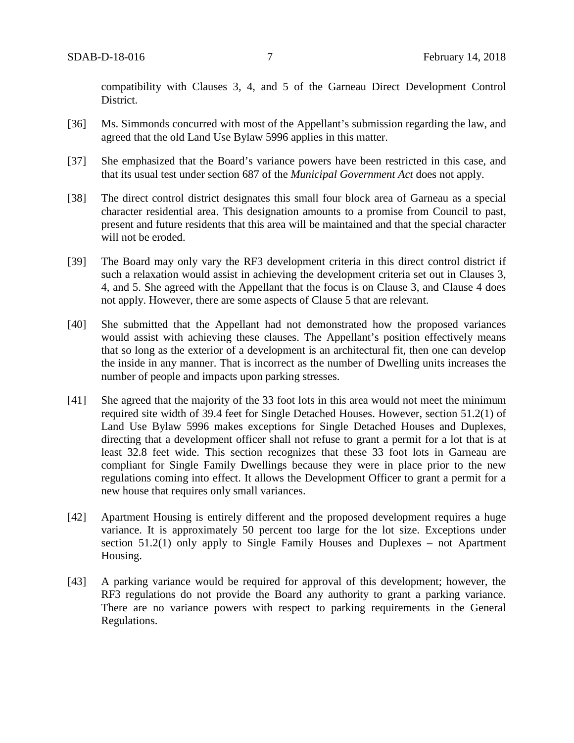compatibility with Clauses 3, 4, and 5 of the Garneau Direct Development Control District.

[36] Ms. Simmonds concurred with most of the Appellant's submission regarding the law, and agreed that the old Land Use Bylaw 5996 applies in this matter.

[37] She emphasized that the Board's variance powers have been restricted in this case, and that its usual test under section 687 of the *Municipal Government Act* does not apply.

[38] The direct control district designates this small four block area of Garneau as a special character residential area. This designation amounts to a promise from Council to past, present and future residents that this area will be maintained and that the special character will not be eroded.

[39] The Board may only vary the RF3 development criteria in this direct control district if such a relaxation would assist in achieving the development criteria set out in Clauses 3, 4, and 5. She agreed with the Appellant that the focus is on Clause 3, and Clause 4 does not apply. However, there are some aspects of Clause 5 that are relevant.

[40] She submitted that the Appellant had not demonstrated how the proposed variances would assist with achieving these clauses. The Appellant's position effectively means that so long as the exterior of a development is an architectural fit, then one can develop the inside in any manner. That is incorrect as the number of Dwelling units increases the number of people and impacts upon parking stresses.

[41] She agreed that the majority of the 33 foot lots in this area would not meet the minimum required site width of 39.4 feet for Single Detached Houses. However, section 51.2(1) of Land Use Bylaw 5996 makes exceptions for Single Detached Houses and Duplexes, directing that a development officer shall not refuse to grant a permit for a lot that is at least 32.8 feet wide. This section recognizes that these 33 foot lots in Garneau are compliant for Single Family Dwellings because they were in place prior to the new regulations coming into effect. It allows the Development Officer to grant a permit for a new house that requires only small variances.

[42] Apartment Housing is entirely different and the proposed development requires a huge variance. It is approximately 50 percent too large for the lot size. Exceptions under section 51.2(1) only apply to Single Family Houses and Duplexes – not Apartment Housing.

[43] A parking variance would be required for approval of this development; however, the RF3 regulations do not provide the Board any authority to grant a parking variance. There are no variance powers with respect to parking requirements in the General Regulations.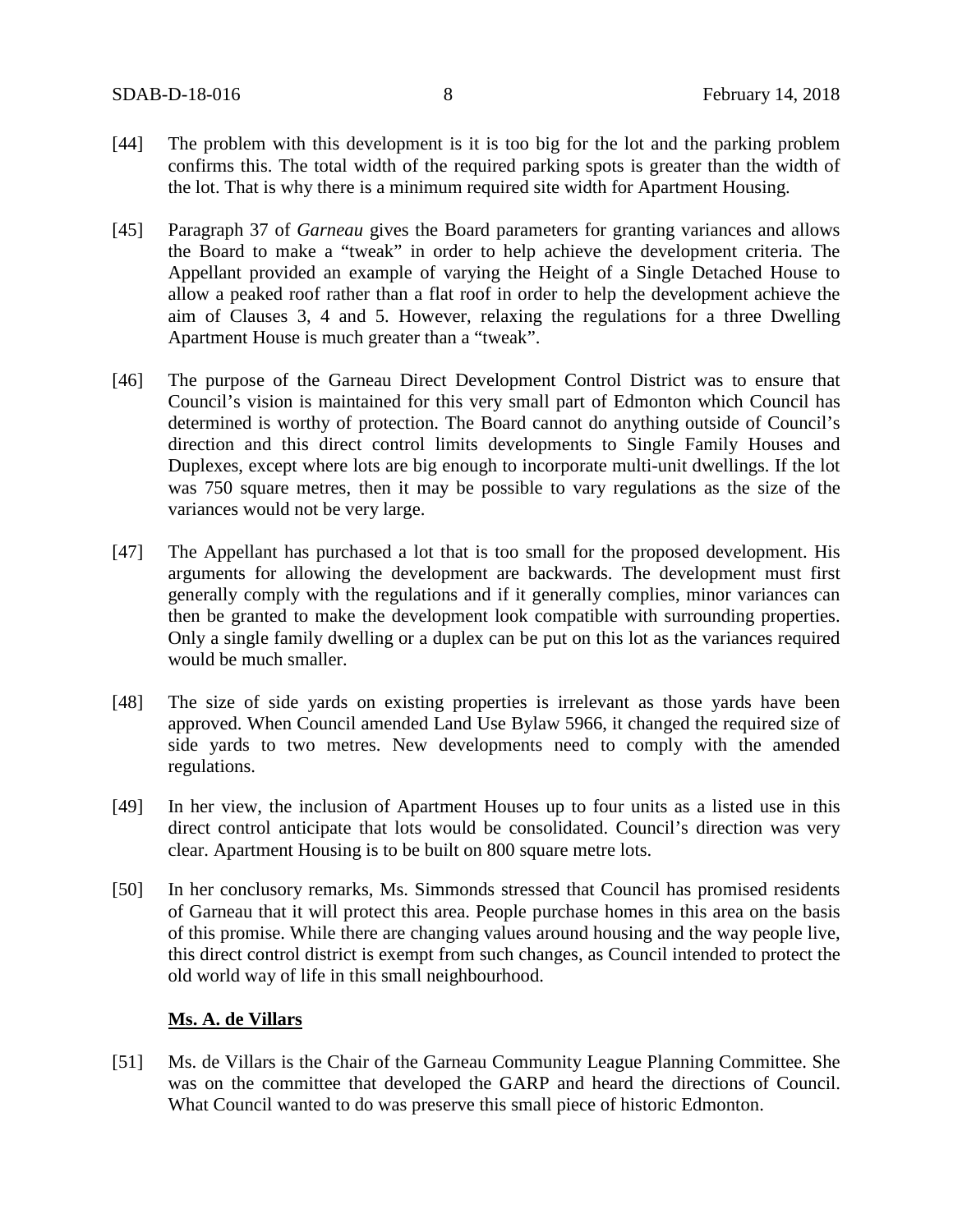[44] The problem with this development is it is too big for the lot and the parking problem confirms this. The total width of the required parking spots is greater than the width of the lot. That is why there is a minimum required site width for Apartment Housing.

[45] Paragraph 37 of *Garneau* gives the Board parameters for granting variances and allows the Board to make a "tweak" in order to help achieve the development criteria. The Appellant provided an example of varying the Height of a Single Detached House to allow a peaked roof rather than a flat roof in order to help the development achieve the aim of Clauses 3, 4 and 5. However, relaxing the regulations for a three Dwelling Apartment House is much greater than a "tweak".

[46] The purpose of the Garneau Direct Development Control District was to ensure that Council's vision is maintained for this very small part of Edmonton which Council has determined is worthy of protection. The Board cannot do anything outside of Council's direction and this direct control limits developments to Single Family Houses and Duplexes, except where lots are big enough to incorporate multi-unit dwellings. If the lot was 750 square metres, then it may be possible to vary regulations as the size of the variances would not be very large.

[47] The Appellant has purchased a lot that is too small for the proposed development. His arguments for allowing the development are backwards. The development must first generally comply with the regulations and if it generally complies, minor variances can then be granted to make the development look compatible with surrounding properties. Only a single family dwelling or a duplex can be put on this lot as the variances required would be much smaller.

[48] The size of side yards on existing properties is irrelevant as those yards have been approved. When Council amended Land Use Bylaw 5966, it changed the required size of side yards to two metres. New developments need to comply with the amended regulations.

[49] In her view, the inclusion of Apartment Houses up to four units as a listed use in this direct control anticipate that lots would be consolidated. Council's direction was very clear. Apartment Housing is to be built on 800 square metre lots.

[50] In her conclusory remarks, Ms. Simmonds stressed that Council has promised residents of Garneau that it will protect this area. People purchase homes in this area on the basis of this promise. While there are changing values around housing and the way people live, this direct control district is exempt from such changes, as Council intended to protect the old world way of life in this small neighbourhood.

**Ms. A. de Villars**

[51] Ms. de Villars is the Chair of the Garneau Community League Planning Committee. She was on the committee that developed the GARP and heard the directions of Council. What Council wanted to do was preserve this small piece of historic Edmonton.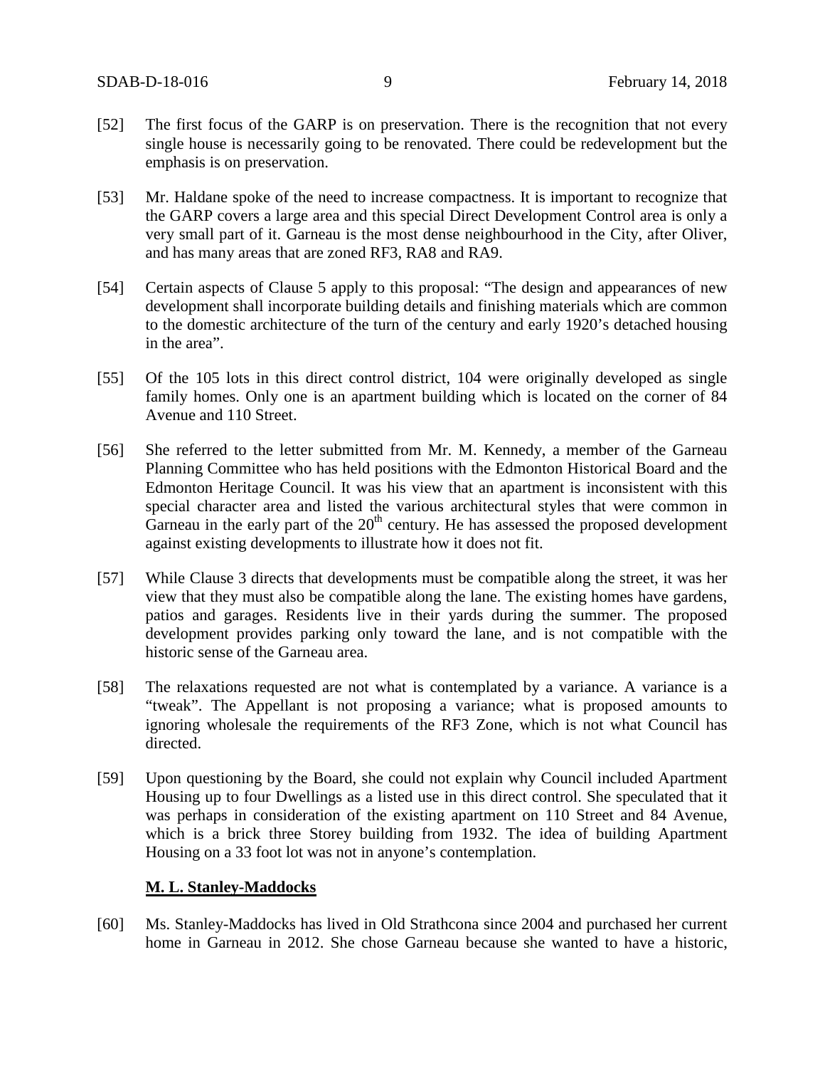[52] The first focus of the GARP is on preservation. There is the recognition that not every single house is necessarily going to be renovated. There could be redevelopment but the emphasis is on preservation.

[53] Mr. Haldane spoke of the need to increase compactness. It is important to recognize that the GARP covers a large area and this special Direct Development Control area is only a very small part of it. Garneau is the most dense neighbourhood in the City, after Oliver, and has many areas that are zoned RF3, RA8 and RA9.

[54] Certain aspects of Clause 5 apply to this proposal: "The design and appearances of new development shall incorporate building details and finishing materials which are common to the domestic architecture of the turn of the century and early 1920's detached housing in the area".

[55] Of the 105 lots in this direct control district, 104 were originally developed as single family homes. Only one is an apartment building which is located on the corner of 84 Avenue and 110 Street.

[56] She referred to the letter submitted from Mr. M. Kennedy, a member of the Garneau Planning Committee who has held positions with the Edmonton Historical Board and the Edmonton Heritage Council. It was his view that an apartment is inconsistent with this special character area and listed the various architectural styles that were common in Garneau in the early part of the 20th century. He has assessed the proposed development against existing developments to illustrate how it does not fit.

[57] While Clause 3 directs that developments must be compatible along the street, it was her view that they must also be compatible along the lane. The existing homes have gardens, patios and garages. Residents live in their yards during the summer. The proposed development provides parking only toward the lane, and is not compatible with the historic sense of the Garneau area.

[58] The relaxations requested are not what is contemplated by a variance. A variance is a "tweak". The Appellant is not proposing a variance; what is proposed amounts to ignoring wholesale the requirements of the RF3 Zone, which is not what Council has directed.

[59] Upon questioning by the Board, she could not explain why Council included Apartment Housing up to four Dwellings as a listed use in this direct control. She speculated that it was perhaps in consideration of the existing apartment on 110 Street and 84 Avenue, which is a brick three Storey building from 1932. The idea of building Apartment Housing on a 33 foot lot was not in anyone's contemplation.

**M. L. Stanley-Maddocks**

[60] Ms. Stanley-Maddocks has lived in Old Strathcona since 2004 and purchased her current home in Garneau in 2012. She chose Garneau because she wanted to have a historic,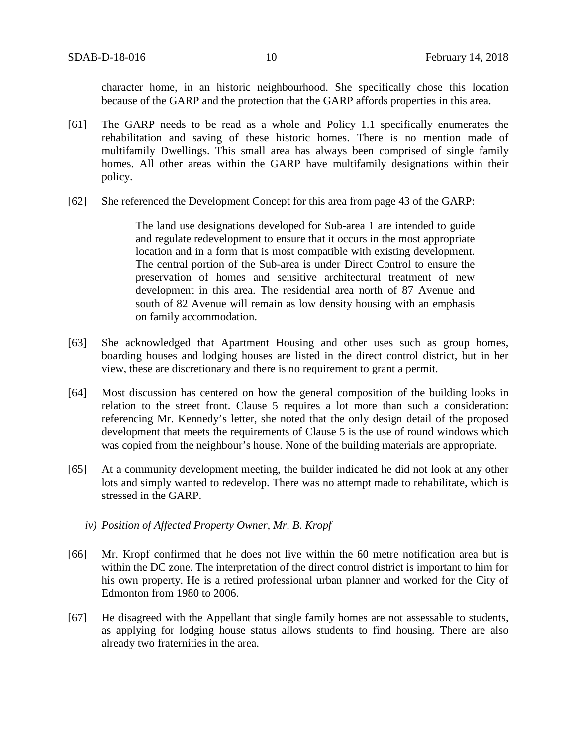character home, in an historic neighbourhood. She specifically chose this location because of the GARP and the protection that the GARP affords properties in this area.

[61] The GARP needs to be read as a whole and Policy 1.1 specifically enumerates the rehabilitation and saving of these historic homes. There is no mention made of multifamily Dwellings. This small area has always been comprised of single family homes. All other areas within the GARP have multifamily designations within their policy.

[62] She referenced the Development Concept for this area from page 43 of the GARP:

> The land use designations developed for Sub-area 1 are intended to guide and regulate redevelopment to ensure that it occurs in the most appropriate location and in a form that is most compatible with existing development. The central portion of the Sub-area is under Direct Control to ensure the preservation of homes and sensitive architectural treatment of new development in this area. The residential area north of 87 Avenue and south of 82 Avenue will remain as low density housing with an emphasis on family accommodation.

[63] She acknowledged that Apartment Housing and other uses such as group homes, boarding houses and lodging houses are listed in the direct control district, but in her view, these are discretionary and there is no requirement to grant a permit.

[64] Most discussion has centered on how the general composition of the building looks in relation to the street front. Clause 5 requires a lot more than such a consideration: referencing Mr. Kennedy's letter, she noted that the only design detail of the proposed development that meets the requirements of Clause 5 is the use of round windows which was copied from the neighbour's house. None of the building materials are appropriate.

[65] At a community development meeting, the builder indicated he did not look at any other lots and simply wanted to redevelop. There was no attempt made to rehabilitate, which is stressed in the GARP.

*iv) Position of Affected Property Owner, Mr. B. Kropf*

[66] Mr. Kropf confirmed that he does not live within the 60 metre notification area but is within the DC zone. The interpretation of the direct control district is important to him for his own property. He is a retired professional urban planner and worked for the City of Edmonton from 1980 to 2006.

[67] He disagreed with the Appellant that single family homes are not assessable to students, as applying for lodging house status allows students to find housing. There are also already two fraternities in the area.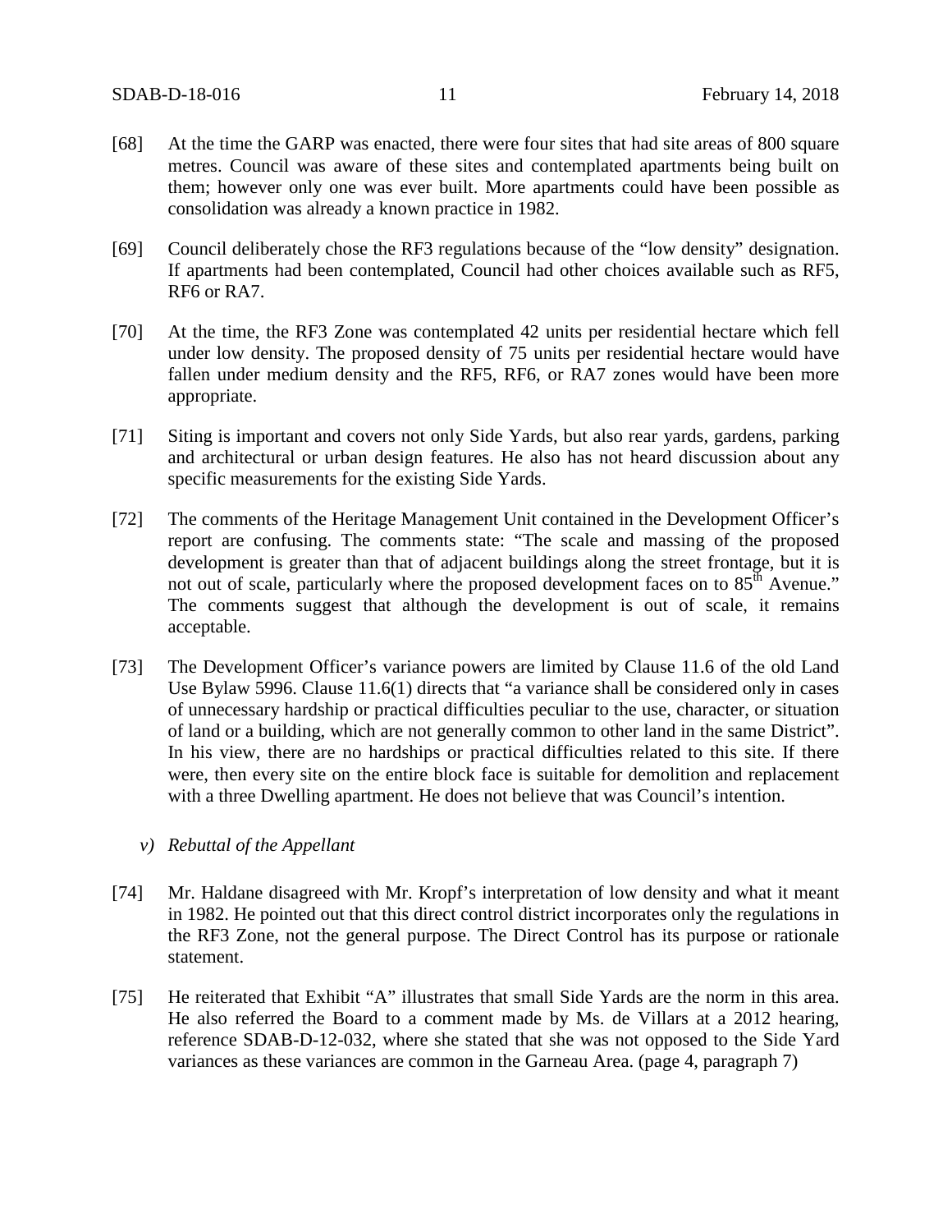[68] At the time the GARP was enacted, there were four sites that had site areas of 800 square metres. Council was aware of these sites and contemplated apartments being built on them; however only one was ever built. More apartments could have been possible as consolidation was already a known practice in 1982.

[69] Council deliberately chose the RF3 regulations because of the "low density" designation. If apartments had been contemplated, Council had other choices available such as RF5, RF6 or RA7.

[70] At the time, the RF3 Zone was contemplated 42 units per residential hectare which fell under low density. The proposed density of 75 units per residential hectare would have fallen under medium density and the RF5, RF6, or RA7 zones would have been more appropriate.

[71] Siting is important and covers not only Side Yards, but also rear yards, gardens, parking and architectural or urban design features. He also has not heard discussion about any specific measurements for the existing Side Yards.

[72] The comments of the Heritage Management Unit contained in the Development Officer's report are confusing. The comments state: "The scale and massing of the proposed development is greater than that of adjacent buildings along the street frontage, but it is not out of scale, particularly where the proposed development faces on to 85th Avenue." The comments suggest that although the development is out of scale, it remains acceptable.

[73] The Development Officer's variance powers are limited by Clause 11.6 of the old Land Use Bylaw 5996. Clause 11.6(1) directs that "a variance shall be considered only in cases of unnecessary hardship or practical difficulties peculiar to the use, character, or situation of land or a building, which are not generally common to other land in the same District". In his view, there are no hardships or practical difficulties related to this site. If there were, then every site on the entire block face is suitable for demolition and replacement with a three Dwelling apartment. He does not believe that was Council's intention.

*v) Rebuttal of the Appellant*

[74] Mr. Haldane disagreed with Mr. Kropf's interpretation of low density and what it meant in 1982. He pointed out that this direct control district incorporates only the regulations in the RF3 Zone, not the general purpose. The Direct Control has its purpose or rationale statement.

[75] He reiterated that Exhibit "A" illustrates that small Side Yards are the norm in this area. He also referred the Board to a comment made by Ms. de Villars at a 2012 hearing, reference SDAB-D-12-032, where she stated that she was not opposed to the Side Yard variances as these variances are common in the Garneau Area. (page 4, paragraph 7)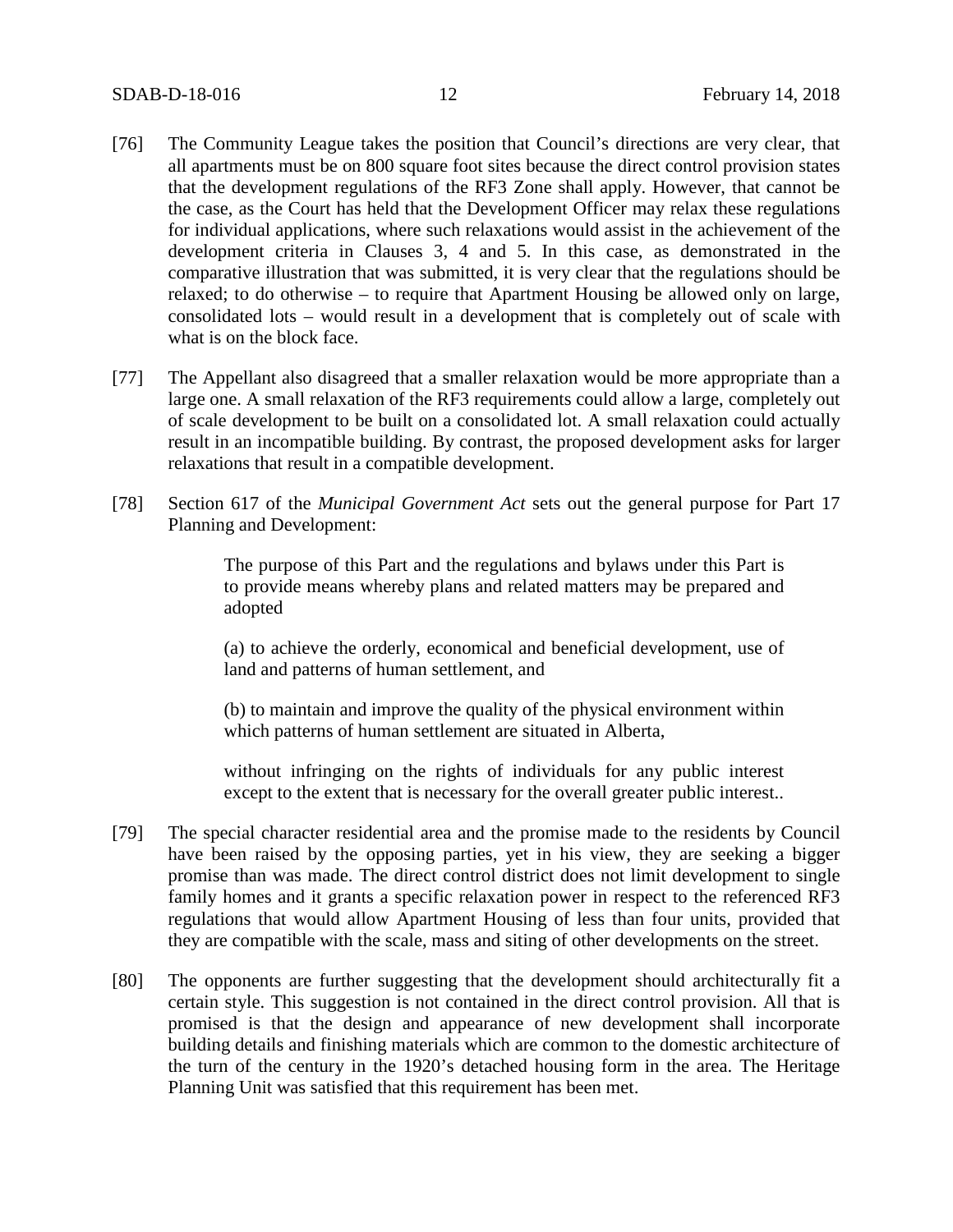[76] The Community League takes the position that Council's directions are very clear, that all apartments must be on 800 square foot sites because the direct control provision states that the development regulations of the RF3 Zone shall apply. However, that cannot be the case, as the Court has held that the Development Officer may relax these regulations for individual applications, where such relaxations would assist in the achievement of the development criteria in Clauses 3, 4 and 5. In this case, as demonstrated in the comparative illustration that was submitted, it is very clear that the regulations should be relaxed; to do otherwise – to require that Apartment Housing be allowed only on large, consolidated lots – would result in a development that is completely out of scale with what is on the block face.

[77] The Appellant also disagreed that a smaller relaxation would be more appropriate than a large one. A small relaxation of the RF3 requirements could allow a large, completely out of scale development to be built on a consolidated lot. A small relaxation could actually result in an incompatible building. By contrast, the proposed development asks for larger relaxations that result in a compatible development.

[78] Section 617 of the *Municipal Government Act* sets out the general purpose for Part 17 Planning and Development:

> The purpose of this Part and the regulations and bylaws under this Part is to provide means whereby plans and related matters may be prepared and adopted
>
> (a) to achieve the orderly, economical and beneficial development, use of land and patterns of human settlement, and
>
> (b) to maintain and improve the quality of the physical environment within which patterns of human settlement are situated in Alberta,
>
> without infringing on the rights of individuals for any public interest except to the extent that is necessary for the overall greater public interest..

[79] The special character residential area and the promise made to the residents by Council have been raised by the opposing parties, yet in his view, they are seeking a bigger promise than was made. The direct control district does not limit development to single family homes and it grants a specific relaxation power in respect to the referenced RF3 regulations that would allow Apartment Housing of less than four units, provided that they are compatible with the scale, mass and siting of other developments on the street.

[80] The opponents are further suggesting that the development should architecturally fit a certain style. This suggestion is not contained in the direct control provision. All that is promised is that the design and appearance of new development shall incorporate building details and finishing materials which are common to the domestic architecture of the turn of the century in the 1920's detached housing form in the area. The Heritage Planning Unit was satisfied that this requirement has been met.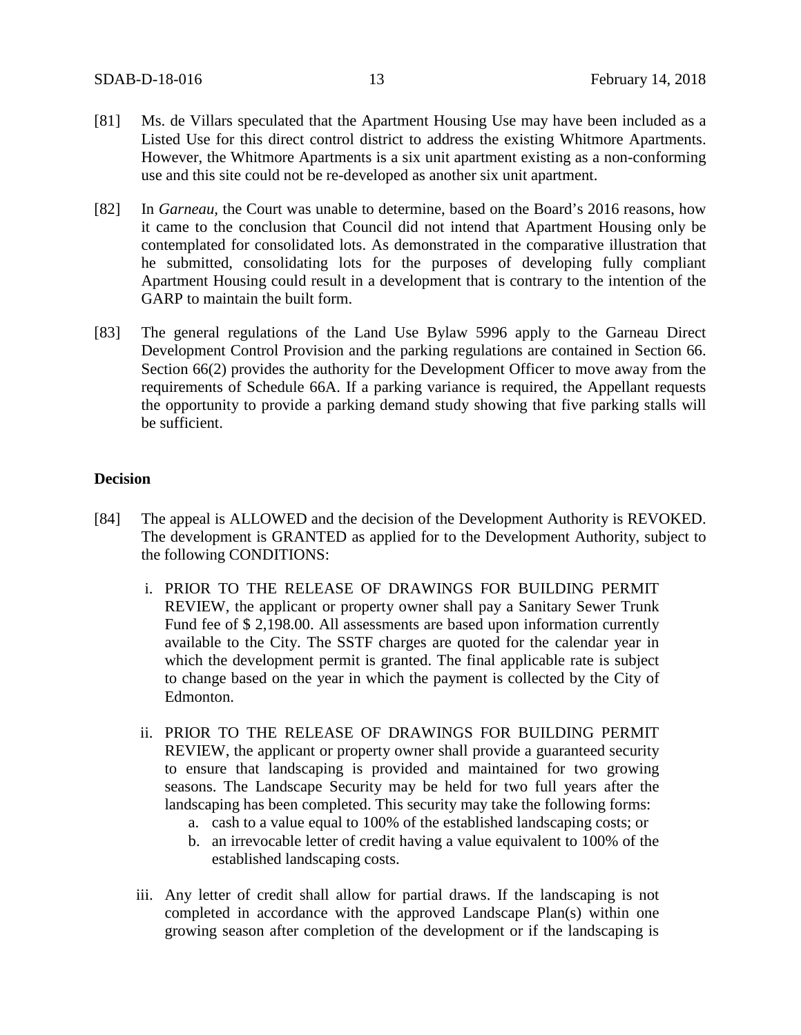[81] Ms. de Villars speculated that the Apartment Housing Use may have been included as a Listed Use for this direct control district to address the existing Whitmore Apartments. However, the Whitmore Apartments is a six unit apartment existing as a non-conforming use and this site could not be re-developed as another six unit apartment.

[82] In *Garneau*, the Court was unable to determine, based on the Board's 2016 reasons, how it came to the conclusion that Council did not intend that Apartment Housing only be contemplated for consolidated lots. As demonstrated in the comparative illustration that he submitted, consolidating lots for the purposes of developing fully compliant Apartment Housing could result in a development that is contrary to the intention of the GARP to maintain the built form.

[83] The general regulations of the Land Use Bylaw 5996 apply to the Garneau Direct Development Control Provision and the parking regulations are contained in Section 66. Section 66(2) provides the authority for the Development Officer to move away from the requirements of Schedule 66A. If a parking variance is required, the Appellant requests the opportunity to provide a parking demand study showing that five parking stalls will be sufficient.

**Decision**

[84] The appeal is ALLOWED and the decision of the Development Authority is REVOKED. The development is GRANTED as applied for to the Development Authority, subject to the following CONDITIONS:

i. PRIOR TO THE RELEASE OF DRAWINGS FOR BUILDING PERMIT REVIEW, the applicant or property owner shall pay a Sanitary Sewer Trunk Fund fee of $ 2,198.00. All assessments are based upon information currently available to the City. The SSTF charges are quoted for the calendar year in which the development permit is granted. The final applicable rate is subject to change based on the year in which the payment is collected by the City of Edmonton.

ii. PRIOR TO THE RELEASE OF DRAWINGS FOR BUILDING PERMIT REVIEW, the applicant or property owner shall provide a guaranteed security to ensure that landscaping is provided and maintained for two growing seasons. The Landscape Security may be held for two full years after the landscaping has been completed. This security may take the following forms:

   a. cash to a value equal to 100% of the established landscaping costs; or
   b. an irrevocable letter of credit having a value equivalent to 100% of the established landscaping costs.

iii. Any letter of credit shall allow for partial draws. If the landscaping is not completed in accordance with the approved Landscape Plan(s) within one growing season after completion of the development or if the landscaping is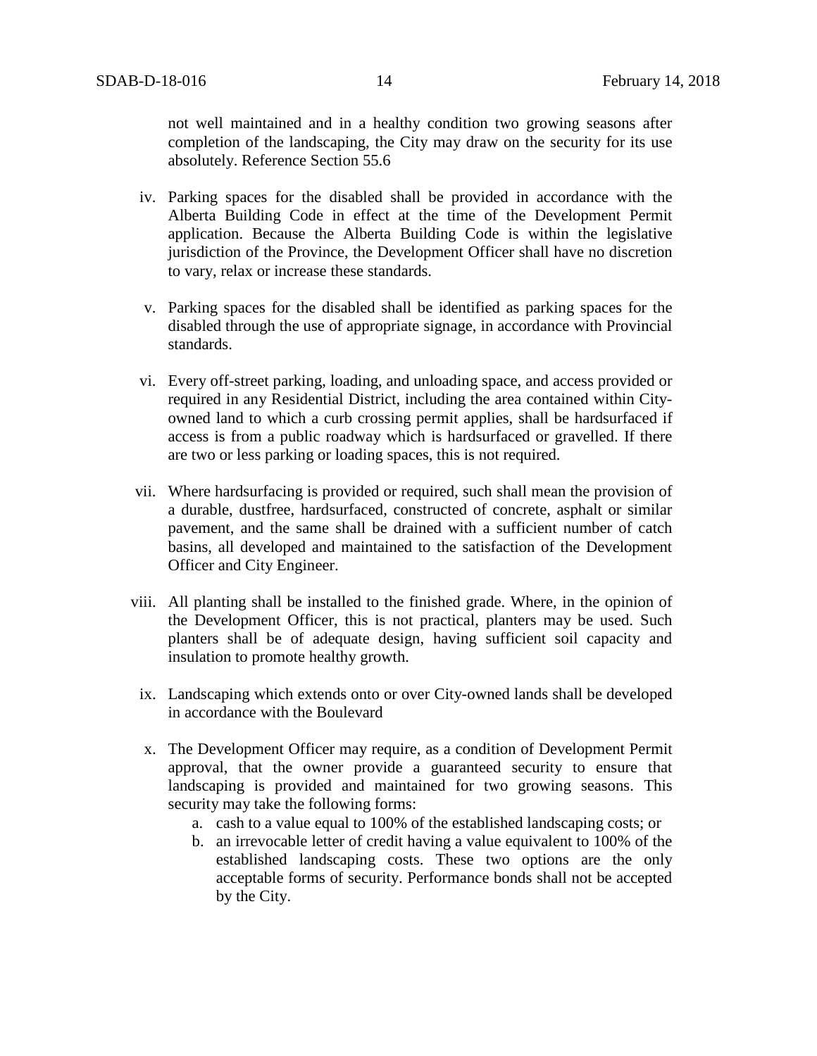not well maintained and in a healthy condition two growing seasons after completion of the landscaping, the City may draw on the security for its use absolutely. Reference Section 55.6

iv. Parking spaces for the disabled shall be provided in accordance with the Alberta Building Code in effect at the time of the Development Permit application. Because the Alberta Building Code is within the legislative jurisdiction of the Province, the Development Officer shall have no discretion to vary, relax or increase these standards.

v. Parking spaces for the disabled shall be identified as parking spaces for the disabled through the use of appropriate signage, in accordance with Provincial standards.

vi. Every off-street parking, loading, and unloading space, and access provided or required in any Residential District, including the area contained within City-owned land to which a curb crossing permit applies, shall be hardsurfaced if access is from a public roadway which is hardsurfaced or gravelled. If there are two or less parking or loading spaces, this is not required.

vii. Where hardsurfacing is provided or required, such shall mean the provision of a durable, dustfree, hardsurfaced, constructed of concrete, asphalt or similar pavement, and the same shall be drained with a sufficient number of catch basins, all developed and maintained to the satisfaction of the Development Officer and City Engineer.

viii. All planting shall be installed to the finished grade. Where, in the opinion of the Development Officer, this is not practical, planters may be used. Such planters shall be of adequate design, having sufficient soil capacity and insulation to promote healthy growth.

ix. Landscaping which extends onto or over City-owned lands shall be developed in accordance with the Boulevard

x. The Development Officer may require, as a condition of Development Permit approval, that the owner provide a guaranteed security to ensure that landscaping is provided and maintained for two growing seasons. This security may take the following forms:

   a. cash to a value equal to 100% of the established landscaping costs; or
   b. an irrevocable letter of credit having a value equivalent to 100% of the established landscaping costs. These two options are the only acceptable forms of security. Performance bonds shall not be accepted by the City.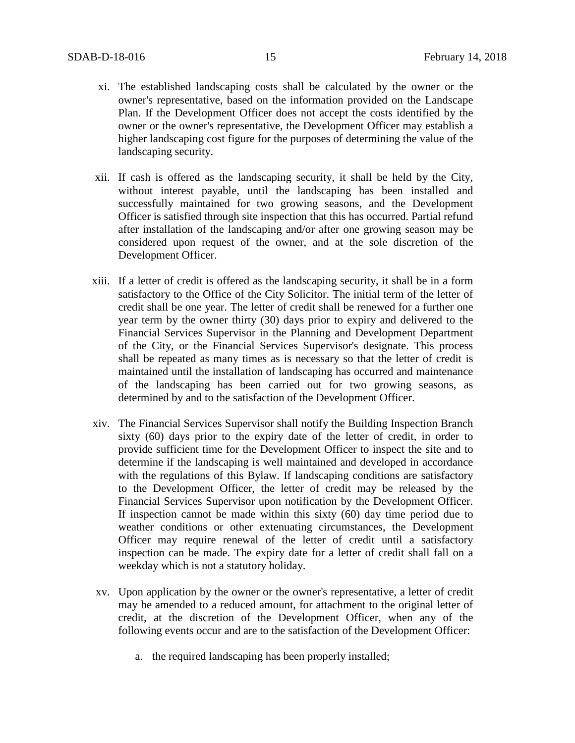xi. The established landscaping costs shall be calculated by the owner or the owner's representative, based on the information provided on the Landscape Plan. If the Development Officer does not accept the costs identified by the owner or the owner's representative, the Development Officer may establish a higher landscaping cost figure for the purposes of determining the value of the landscaping security.

xii. If cash is offered as the landscaping security, it shall be held by the City, without interest payable, until the landscaping has been installed and successfully maintained for two growing seasons, and the Development Officer is satisfied through site inspection that this has occurred. Partial refund after installation of the landscaping and/or after one growing season may be considered upon request of the owner, and at the sole discretion of the Development Officer.

xiii. If a letter of credit is offered as the landscaping security, it shall be in a form satisfactory to the Office of the City Solicitor. The initial term of the letter of credit shall be one year. The letter of credit shall be renewed for a further one year term by the owner thirty (30) days prior to expiry and delivered to the Financial Services Supervisor in the Planning and Development Department of the City, or the Financial Services Supervisor's designate. This process shall be repeated as many times as is necessary so that the letter of credit is maintained until the installation of landscaping has occurred and maintenance of the landscaping has been carried out for two growing seasons, as determined by and to the satisfaction of the Development Officer.

xiv. The Financial Services Supervisor shall notify the Building Inspection Branch sixty (60) days prior to the expiry date of the letter of credit, in order to provide sufficient time for the Development Officer to inspect the site and to determine if the landscaping is well maintained and developed in accordance with the regulations of this Bylaw. If landscaping conditions are satisfactory to the Development Officer, the letter of credit may be released by the Financial Services Supervisor upon notification by the Development Officer. If inspection cannot be made within this sixty (60) day time period due to weather conditions or other extenuating circumstances, the Development Officer may require renewal of the letter of credit until a satisfactory inspection can be made. The expiry date for a letter of credit shall fall on a weekday which is not a statutory holiday.

xv. Upon application by the owner or the owner's representative, a letter of credit may be amended to a reduced amount, for attachment to the original letter of credit, at the discretion of the Development Officer, when any of the following events occur and are to the satisfaction of the Development Officer:

   a. the required landscaping has been properly installed;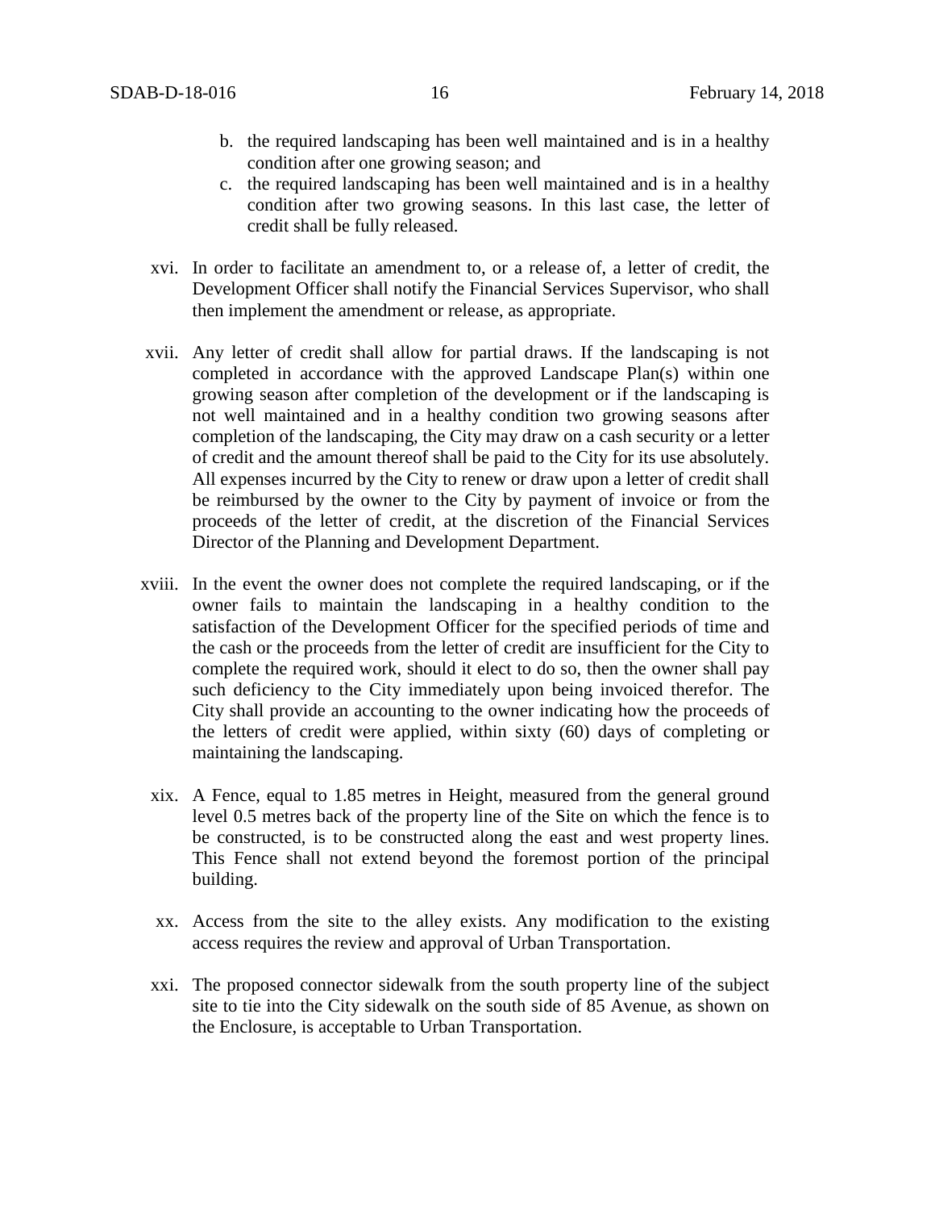b. the required landscaping has been well maintained and is in a healthy condition after one growing season; and
c. the required landscaping has been well maintained and is in a healthy condition after two growing seasons. In this last case, the letter of credit shall be fully released.

xvi. In order to facilitate an amendment to, or a release of, a letter of credit, the Development Officer shall notify the Financial Services Supervisor, who shall then implement the amendment or release, as appropriate.

xvii. Any letter of credit shall allow for partial draws. If the landscaping is not completed in accordance with the approved Landscape Plan(s) within one growing season after completion of the development or if the landscaping is not well maintained and in a healthy condition two growing seasons after completion of the landscaping, the City may draw on a cash security or a letter of credit and the amount thereof shall be paid to the City for its use absolutely. All expenses incurred by the City to renew or draw upon a letter of credit shall be reimbursed by the owner to the City by payment of invoice or from the proceeds of the letter of credit, at the discretion of the Financial Services Director of the Planning and Development Department.

xviii. In the event the owner does not complete the required landscaping, or if the owner fails to maintain the landscaping in a healthy condition to the satisfaction of the Development Officer for the specified periods of time and the cash or the proceeds from the letter of credit are insufficient for the City to complete the required work, should it elect to do so, then the owner shall pay such deficiency to the City immediately upon being invoiced therefor. The City shall provide an accounting to the owner indicating how the proceeds of the letters of credit were applied, within sixty (60) days of completing or maintaining the landscaping.

xix. A Fence, equal to 1.85 metres in Height, measured from the general ground level 0.5 metres back of the property line of the Site on which the fence is to be constructed, is to be constructed along the east and west property lines. This Fence shall not extend beyond the foremost portion of the principal building.

xx. Access from the site to the alley exists. Any modification to the existing access requires the review and approval of Urban Transportation.

xxi. The proposed connector sidewalk from the south property line of the subject site to tie into the City sidewalk on the south side of 85 Avenue, as shown on the Enclosure, is acceptable to Urban Transportation.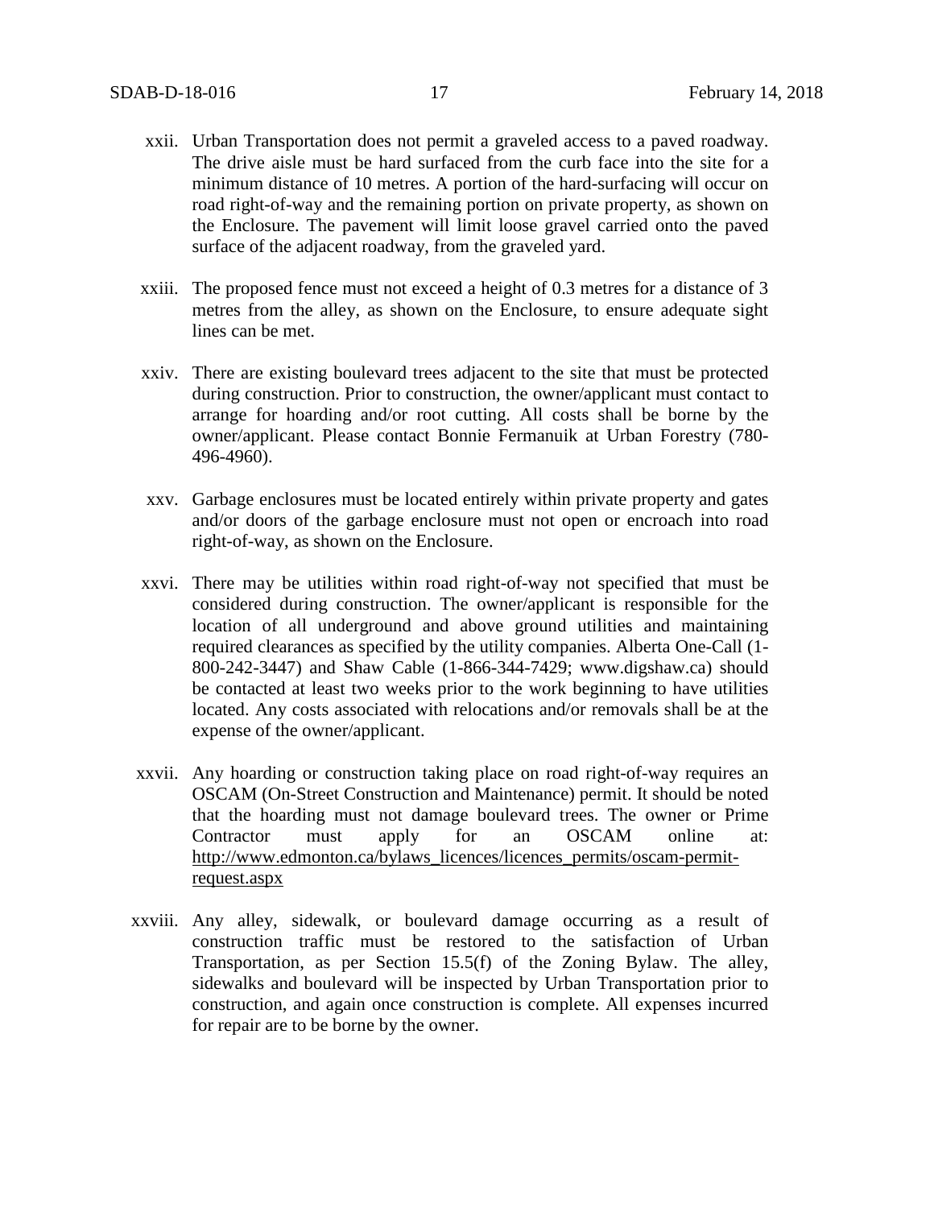xxii. Urban Transportation does not permit a graveled access to a paved roadway. The drive aisle must be hard surfaced from the curb face into the site for a minimum distance of 10 metres. A portion of the hard-surfacing will occur on road right-of-way and the remaining portion on private property, as shown on the Enclosure. The pavement will limit loose gravel carried onto the paved surface of the adjacent roadway, from the graveled yard.

xxiii. The proposed fence must not exceed a height of 0.3 metres for a distance of 3 metres from the alley, as shown on the Enclosure, to ensure adequate sight lines can be met.

xxiv. There are existing boulevard trees adjacent to the site that must be protected during construction. Prior to construction, the owner/applicant must contact to arrange for hoarding and/or root cutting. All costs shall be borne by the owner/applicant. Please contact Bonnie Fermanuik at Urban Forestry (780-496-4960).

xxv. Garbage enclosures must be located entirely within private property and gates and/or doors of the garbage enclosure must not open or encroach into road right-of-way, as shown on the Enclosure.

xxvi. There may be utilities within road right-of-way not specified that must be considered during construction. The owner/applicant is responsible for the location of all underground and above ground utilities and maintaining required clearances as specified by the utility companies. Alberta One-Call (1-800-242-3447) and Shaw Cable (1-866-344-7429; www.digshaw.ca) should be contacted at least two weeks prior to the work beginning to have utilities located. Any costs associated with relocations and/or removals shall be at the expense of the owner/applicant.

xxvii. Any hoarding or construction taking place on road right-of-way requires an OSCAM (On-Street Construction and Maintenance) permit. It should be noted that the hoarding must not damage boulevard trees. The owner or Prime Contractor must apply for an OSCAM online at: http://www.edmonton.ca/bylaws_licences/licences_permits/oscam-permit-request.aspx

xxviii. Any alley, sidewalk, or boulevard damage occurring as a result of construction traffic must be restored to the satisfaction of Urban Transportation, as per Section 15.5(f) of the Zoning Bylaw. The alley, sidewalks and boulevard will be inspected by Urban Transportation prior to construction, and again once construction is complete. All expenses incurred for repair are to be borne by the owner.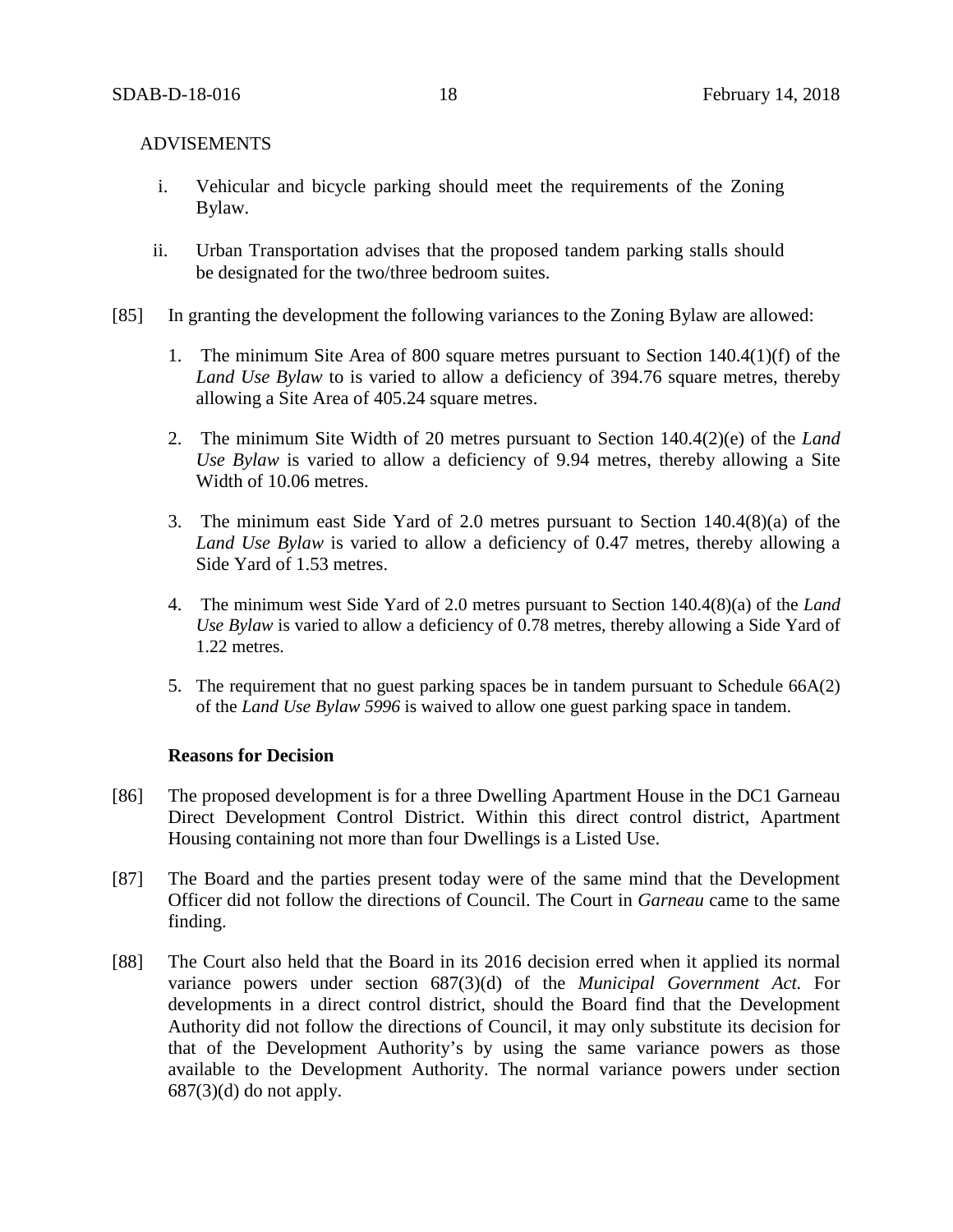ADVISEMENTS

i. Vehicular and bicycle parking should meet the requirements of the Zoning Bylaw.

ii. Urban Transportation advises that the proposed tandem parking stalls should be designated for the two/three bedroom suites.

[85] In granting the development the following variances to the Zoning Bylaw are allowed:

1. The minimum Site Area of 800 square metres pursuant to Section 140.4(1)(f) of the *Land Use Bylaw* to is varied to allow a deficiency of 394.76 square metres, thereby allowing a Site Area of 405.24 square metres.

2. The minimum Site Width of 20 metres pursuant to Section 140.4(2)(e) of the *Land Use Bylaw* is varied to allow a deficiency of 9.94 metres, thereby allowing a Site Width of 10.06 metres.

3. The minimum east Side Yard of 2.0 metres pursuant to Section 140.4(8)(a) of the *Land Use Bylaw* is varied to allow a deficiency of 0.47 metres, thereby allowing a Side Yard of 1.53 metres.

4. The minimum west Side Yard of 2.0 metres pursuant to Section 140.4(8)(a) of the *Land Use Bylaw* is varied to allow a deficiency of 0.78 metres, thereby allowing a Side Yard of 1.22 metres.

5. The requirement that no guest parking spaces be in tandem pursuant to Schedule 66A(2) of the *Land Use Bylaw 5996* is waived to allow one guest parking space in tandem.

**Reasons for Decision**

[86] The proposed development is for a three Dwelling Apartment House in the DC1 Garneau Direct Development Control District. Within this direct control district, Apartment Housing containing not more than four Dwellings is a Listed Use.

[87] The Board and the parties present today were of the same mind that the Development Officer did not follow the directions of Council. The Court in *Garneau* came to the same finding.

[88] The Court also held that the Board in its 2016 decision erred when it applied its normal variance powers under section 687(3)(d) of the *Municipal Government Act*. For developments in a direct control district, should the Board find that the Development Authority did not follow the directions of Council, it may only substitute its decision for that of the Development Authority's by using the same variance powers as those available to the Development Authority. The normal variance powers under section 687(3)(d) do not apply.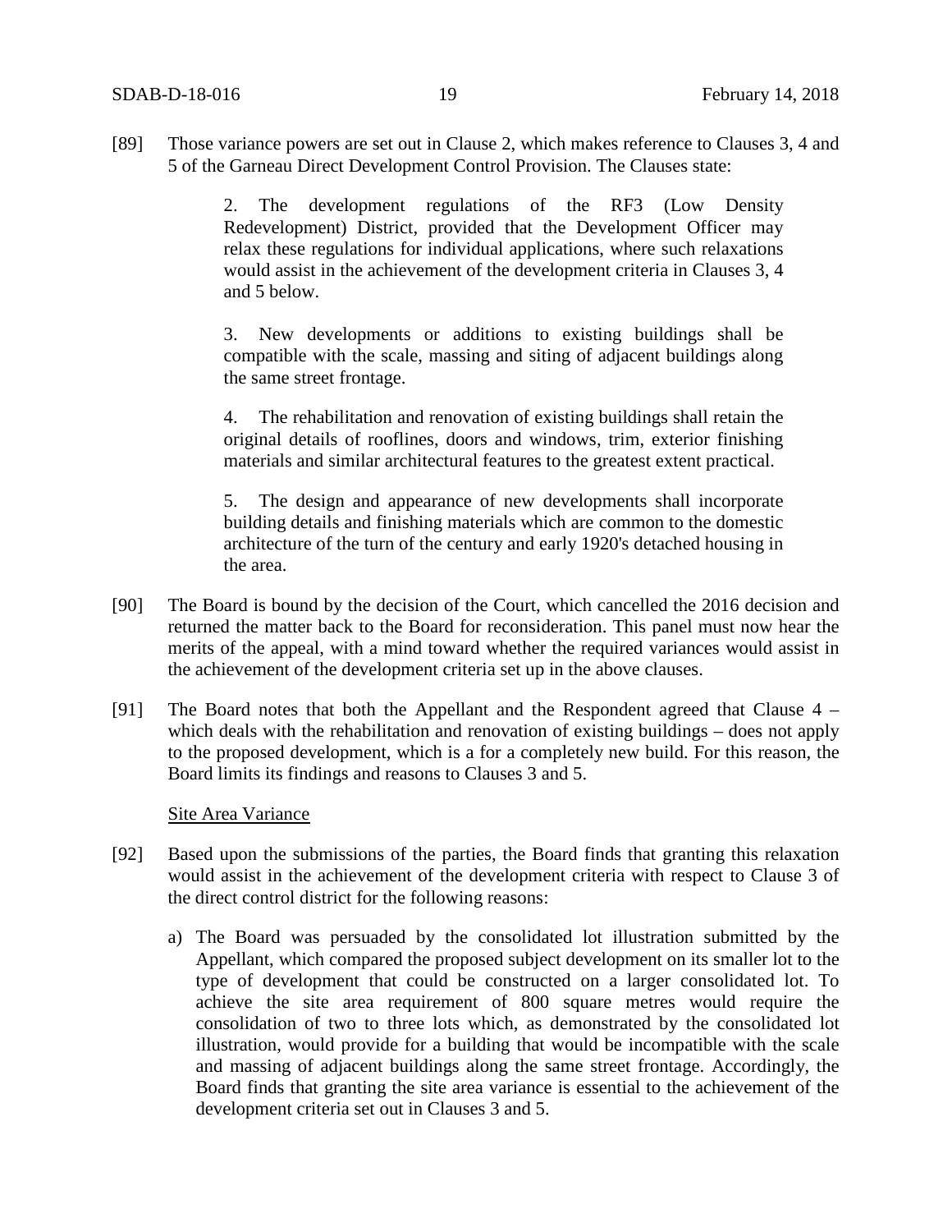[89] Those variance powers are set out in Clause 2, which makes reference to Clauses 3, 4 and 5 of the Garneau Direct Development Control Provision. The Clauses state:

> 2. The development regulations of the RF3 (Low Density Redevelopment) District, provided that the Development Officer may relax these regulations for individual applications, where such relaxations would assist in the achievement of the development criteria in Clauses 3, 4 and 5 below.
>
> 3. New developments or additions to existing buildings shall be compatible with the scale, massing and siting of adjacent buildings along the same street frontage.
>
> 4. The rehabilitation and renovation of existing buildings shall retain the original details of rooflines, doors and windows, trim, exterior finishing materials and similar architectural features to the greatest extent practical.
>
> 5. The design and appearance of new developments shall incorporate building details and finishing materials which are common to the domestic architecture of the turn of the century and early 1920's detached housing in the area.

[90] The Board is bound by the decision of the Court, which cancelled the 2016 decision and returned the matter back to the Board for reconsideration. This panel must now hear the merits of the appeal, with a mind toward whether the required variances would assist in the achievement of the development criteria set up in the above clauses.

[91] The Board notes that both the Appellant and the Respondent agreed that Clause 4 – which deals with the rehabilitation and renovation of existing buildings – does not apply to the proposed development, which is a for a completely new build. For this reason, the Board limits its findings and reasons to Clauses 3 and 5.

<u>Site Area Variance</u>

[92] Based upon the submissions of the parties, the Board finds that granting this relaxation would assist in the achievement of the development criteria with respect to Clause 3 of the direct control district for the following reasons:

a) The Board was persuaded by the consolidated lot illustration submitted by the Appellant, which compared the proposed subject development on its smaller lot to the type of development that could be constructed on a larger consolidated lot. To achieve the site area requirement of 800 square metres would require the consolidation of two to three lots which, as demonstrated by the consolidated lot illustration, would provide for a building that would be incompatible with the scale and massing of adjacent buildings along the same street frontage. Accordingly, the Board finds that granting the site area variance is essential to the achievement of the development criteria set out in Clauses 3 and 5.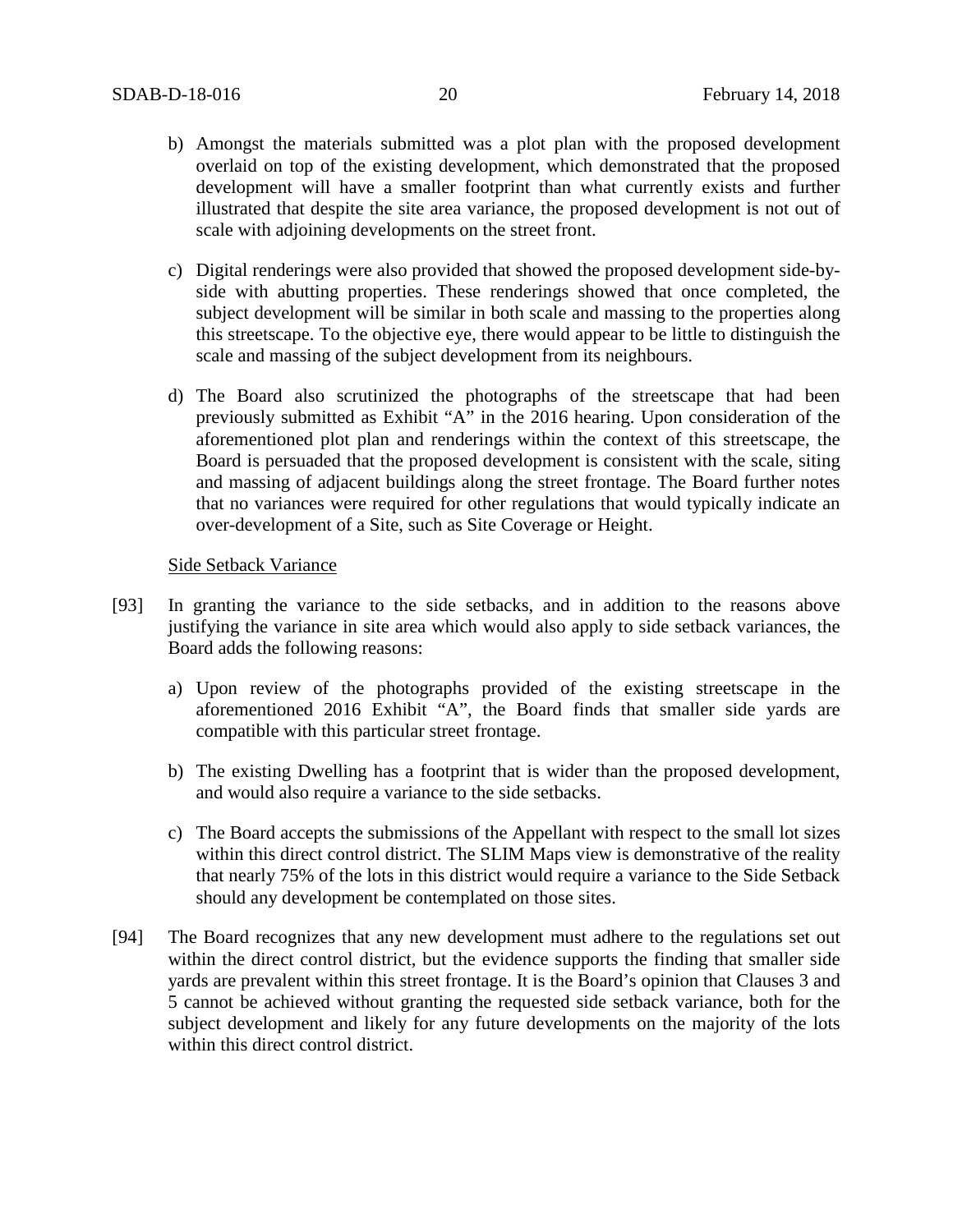b) Amongst the materials submitted was a plot plan with the proposed development overlaid on top of the existing development, which demonstrated that the proposed development will have a smaller footprint than what currently exists and further illustrated that despite the site area variance, the proposed development is not out of scale with adjoining developments on the street front.

c) Digital renderings were also provided that showed the proposed development side-by-side with abutting properties. These renderings showed that once completed, the subject development will be similar in both scale and massing to the properties along this streetscape. To the objective eye, there would appear to be little to distinguish the scale and massing of the subject development from its neighbours.

d) The Board also scrutinized the photographs of the streetscape that had been previously submitted as Exhibit "A" in the 2016 hearing. Upon consideration of the aforementioned plot plan and renderings within the context of this streetscape, the Board is persuaded that the proposed development is consistent with the scale, siting and massing of adjacent buildings along the street frontage. The Board further notes that no variances were required for other regulations that would typically indicate an over-development of a Site, such as Site Coverage or Height.

Side Setback Variance

[93] In granting the variance to the side setbacks, and in addition to the reasons above justifying the variance in site area which would also apply to side setback variances, the Board adds the following reasons:

a) Upon review of the photographs provided of the existing streetscape in the aforementioned 2016 Exhibit "A", the Board finds that smaller side yards are compatible with this particular street frontage.

b) The existing Dwelling has a footprint that is wider than the proposed development, and would also require a variance to the side setbacks.

c) The Board accepts the submissions of the Appellant with respect to the small lot sizes within this direct control district. The SLIM Maps view is demonstrative of the reality that nearly 75% of the lots in this district would require a variance to the Side Setback should any development be contemplated on those sites.

[94] The Board recognizes that any new development must adhere to the regulations set out within the direct control district, but the evidence supports the finding that smaller side yards are prevalent within this street frontage. It is the Board's opinion that Clauses 3 and 5 cannot be achieved without granting the requested side setback variance, both for the subject development and likely for any future developments on the majority of the lots within this direct control district.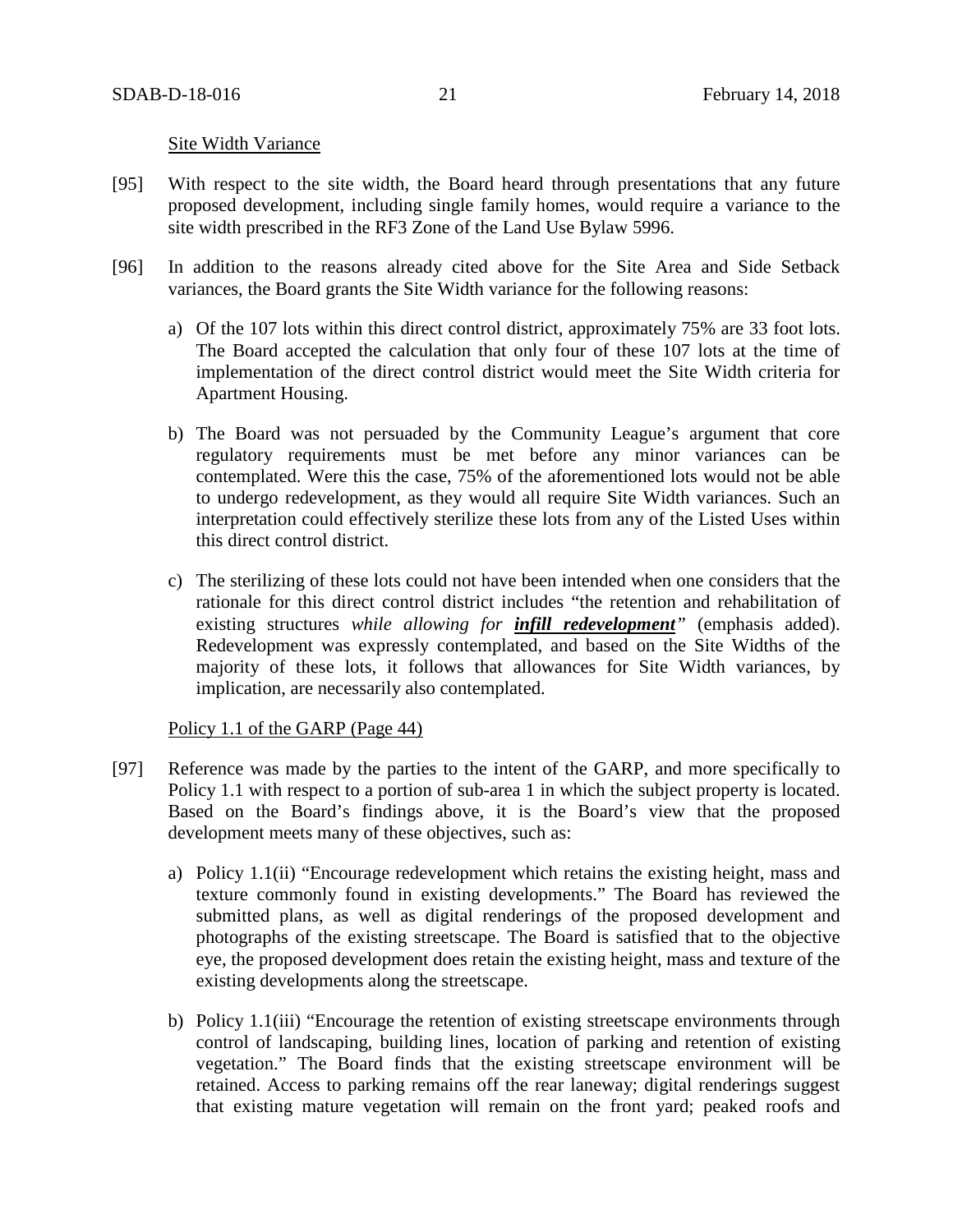Site Width Variance

[95] With respect to the site width, the Board heard through presentations that any future proposed development, including single family homes, would require a variance to the site width prescribed in the RF3 Zone of the Land Use Bylaw 5996.

[96] In addition to the reasons already cited above for the Site Area and Side Setback variances, the Board grants the Site Width variance for the following reasons:

a) Of the 107 lots within this direct control district, approximately 75% are 33 foot lots. The Board accepted the calculation that only four of these 107 lots at the time of implementation of the direct control district would meet the Site Width criteria for Apartment Housing.

b) The Board was not persuaded by the Community League's argument that core regulatory requirements must be met before any minor variances can be contemplated. Were this the case, 75% of the aforementioned lots would not be able to undergo redevelopment, as they would all require Site Width variances. Such an interpretation could effectively sterilize these lots from any of the Listed Uses within this direct control district.

c) The sterilizing of these lots could not have been intended when one considers that the rationale for this direct control district includes "the retention and rehabilitation of existing structures *while allowing for* ***infill redevelopment***" (emphasis added). Redevelopment was expressly contemplated, and based on the Site Widths of the majority of these lots, it follows that allowances for Site Width variances, by implication, are necessarily also contemplated.

Policy 1.1 of the GARP (Page 44)

[97] Reference was made by the parties to the intent of the GARP, and more specifically to Policy 1.1 with respect to a portion of sub-area 1 in which the subject property is located. Based on the Board's findings above, it is the Board's view that the proposed development meets many of these objectives, such as:

a) Policy 1.1(ii) "Encourage redevelopment which retains the existing height, mass and texture commonly found in existing developments." The Board has reviewed the submitted plans, as well as digital renderings of the proposed development and photographs of the existing streetscape. The Board is satisfied that to the objective eye, the proposed development does retain the existing height, mass and texture of the existing developments along the streetscape.

b) Policy 1.1(iii) "Encourage the retention of existing streetscape environments through control of landscaping, building lines, location of parking and retention of existing vegetation." The Board finds that the existing streetscape environment will be retained. Access to parking remains off the rear laneway; digital renderings suggest that existing mature vegetation will remain on the front yard; peaked roofs and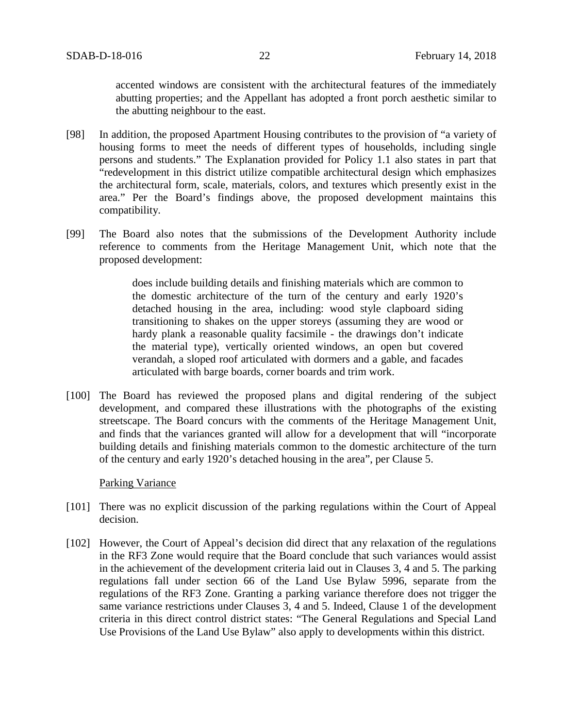accented windows are consistent with the architectural features of the immediately abutting properties; and the Appellant has adopted a front porch aesthetic similar to the abutting neighbour to the east.

[98] In addition, the proposed Apartment Housing contributes to the provision of "a variety of housing forms to meet the needs of different types of households, including single persons and students." The Explanation provided for Policy 1.1 also states in part that "redevelopment in this district utilize compatible architectural design which emphasizes the architectural form, scale, materials, colors, and textures which presently exist in the area." Per the Board's findings above, the proposed development maintains this compatibility.

[99] The Board also notes that the submissions of the Development Authority include reference to comments from the Heritage Management Unit, which note that the proposed development:

> does include building details and finishing materials which are common to the domestic architecture of the turn of the century and early 1920's detached housing in the area, including: wood style clapboard siding transitioning to shakes on the upper storeys (assuming they are wood or hardy plank a reasonable quality facsimile - the drawings don't indicate the material type), vertically oriented windows, an open but covered verandah, a sloped roof articulated with dormers and a gable, and facades articulated with barge boards, corner boards and trim work.

[100] The Board has reviewed the proposed plans and digital rendering of the subject development, and compared these illustrations with the photographs of the existing streetscape. The Board concurs with the comments of the Heritage Management Unit, and finds that the variances granted will allow for a development that will "incorporate building details and finishing materials common to the domestic architecture of the turn of the century and early 1920's detached housing in the area", per Clause 5.

Parking Variance

[101] There was no explicit discussion of the parking regulations within the Court of Appeal decision.

[102] However, the Court of Appeal's decision did direct that any relaxation of the regulations in the RF3 Zone would require that the Board conclude that such variances would assist in the achievement of the development criteria laid out in Clauses 3, 4 and 5. The parking regulations fall under section 66 of the Land Use Bylaw 5996, separate from the regulations of the RF3 Zone. Granting a parking variance therefore does not trigger the same variance restrictions under Clauses 3, 4 and 5. Indeed, Clause 1 of the development criteria in this direct control district states: "The General Regulations and Special Land Use Provisions of the Land Use Bylaw" also apply to developments within this district.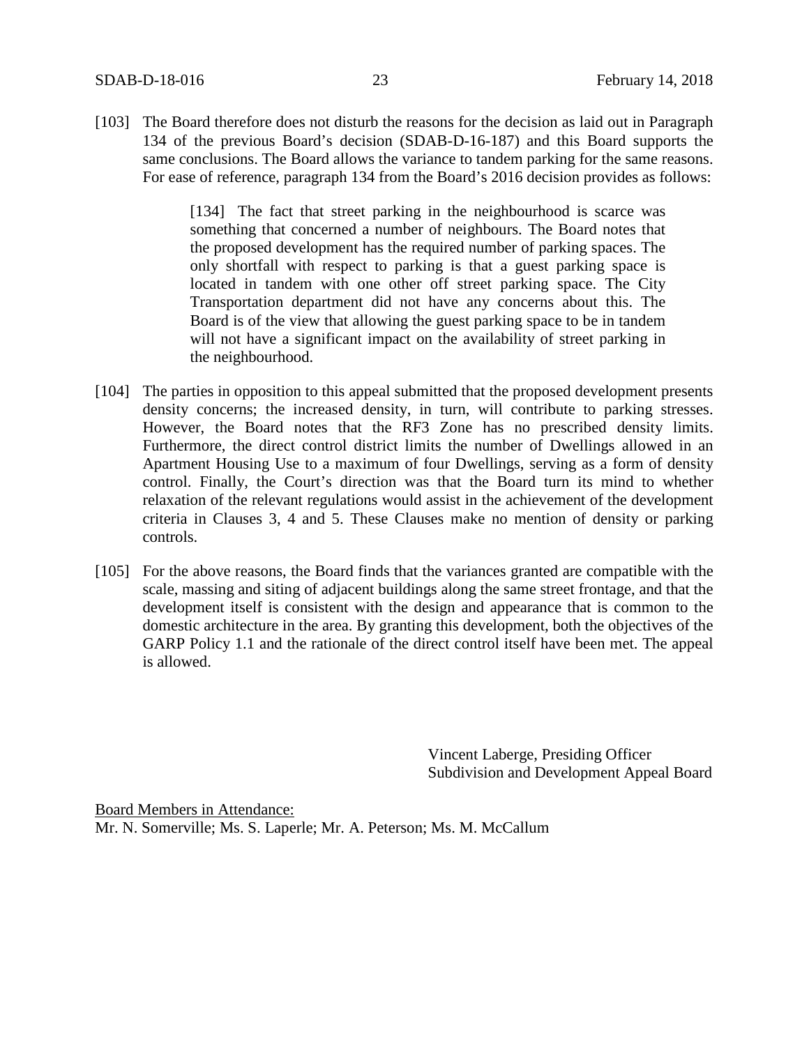[103] The Board therefore does not disturb the reasons for the decision as laid out in Paragraph 134 of the previous Board's decision (SDAB-D-16-187) and this Board supports the same conclusions. The Board allows the variance to tandem parking for the same reasons. For ease of reference, paragraph 134 from the Board's 2016 decision provides as follows:

> [134] The fact that street parking in the neighbourhood is scarce was something that concerned a number of neighbours. The Board notes that the proposed development has the required number of parking spaces. The only shortfall with respect to parking is that a guest parking space is located in tandem with one other off street parking space. The City Transportation department did not have any concerns about this. The Board is of the view that allowing the guest parking space to be in tandem will not have a significant impact on the availability of street parking in the neighbourhood.

[104] The parties in opposition to this appeal submitted that the proposed development presents density concerns; the increased density, in turn, will contribute to parking stresses. However, the Board notes that the RF3 Zone has no prescribed density limits. Furthermore, the direct control district limits the number of Dwellings allowed in an Apartment Housing Use to a maximum of four Dwellings, serving as a form of density control. Finally, the Court's direction was that the Board turn its mind to whether relaxation of the relevant regulations would assist in the achievement of the development criteria in Clauses 3, 4 and 5. These Clauses make no mention of density or parking controls.

[105] For the above reasons, the Board finds that the variances granted are compatible with the scale, massing and siting of adjacent buildings along the same street frontage, and that the development itself is consistent with the design and appearance that is common to the domestic architecture in the area. By granting this development, both the objectives of the GARP Policy 1.1 and the rationale of the direct control itself have been met. The appeal is allowed.

Vincent Laberge, Presiding Officer
Subdivision and Development Appeal Board

Board Members in Attendance:
Mr. N. Somerville; Ms. S. Laperle; Mr. A. Peterson; Ms. M. McCallum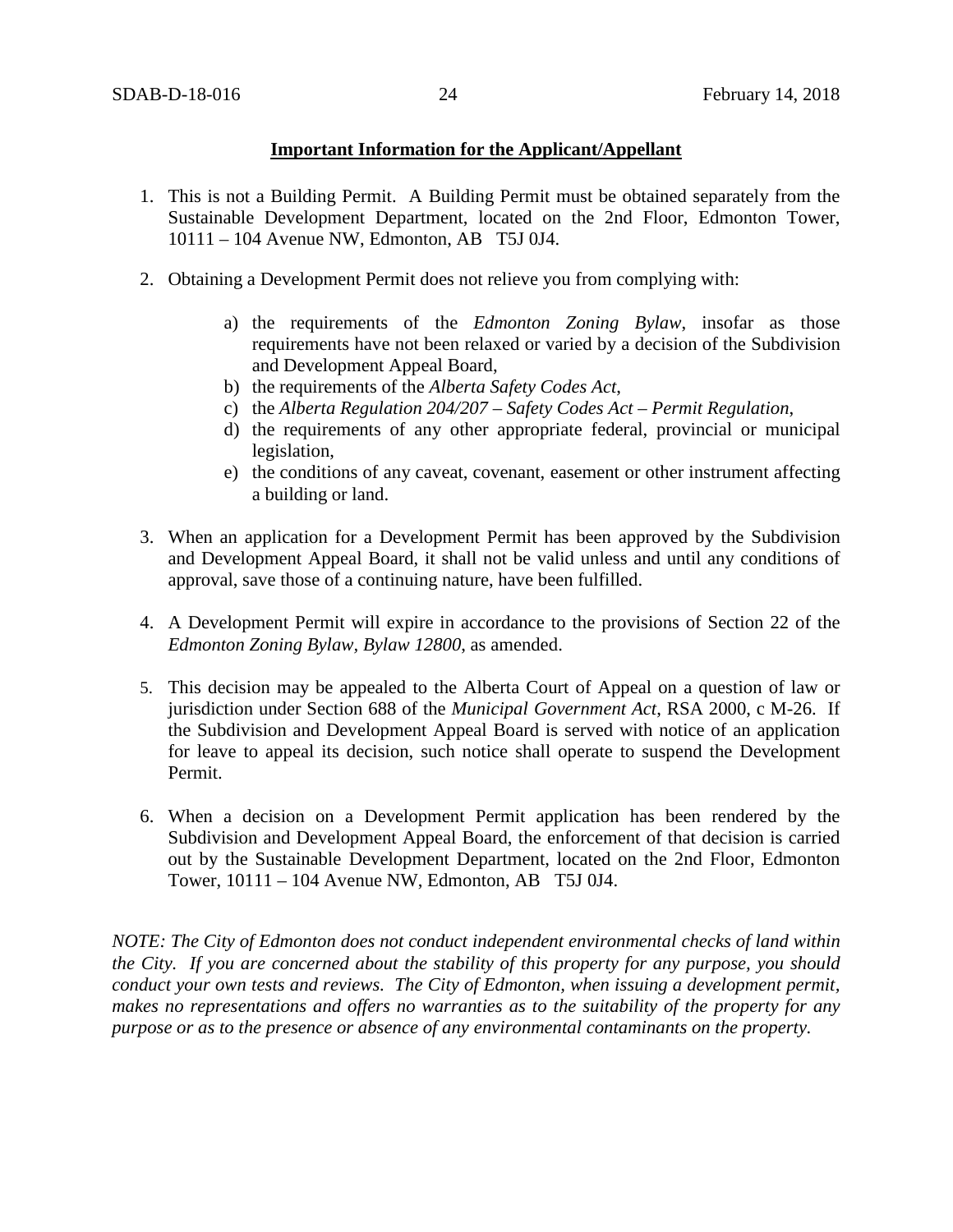**Important Information for the Applicant/Appellant**

1. This is not a Building Permit. A Building Permit must be obtained separately from the Sustainable Development Department, located on the 2nd Floor, Edmonton Tower, 10111 – 104 Avenue NW, Edmonton, AB T5J 0J4.

2. Obtaining a Development Permit does not relieve you from complying with:

    a) the requirements of the *Edmonton Zoning Bylaw*, insofar as those requirements have not been relaxed or varied by a decision of the Subdivision and Development Appeal Board,
    b) the requirements of the *Alberta Safety Codes Act*,
    c) the *Alberta Regulation 204/207 – Safety Codes Act – Permit Regulation*,
    d) the requirements of any other appropriate federal, provincial or municipal legislation,
    e) the conditions of any caveat, covenant, easement or other instrument affecting a building or land.

3. When an application for a Development Permit has been approved by the Subdivision and Development Appeal Board, it shall not be valid unless and until any conditions of approval, save those of a continuing nature, have been fulfilled.

4. A Development Permit will expire in accordance to the provisions of Section 22 of the *Edmonton Zoning Bylaw, Bylaw 12800*, as amended.

5. This decision may be appealed to the Alberta Court of Appeal on a question of law or jurisdiction under Section 688 of the *Municipal Government Act*, RSA 2000, c M-26. If the Subdivision and Development Appeal Board is served with notice of an application for leave to appeal its decision, such notice shall operate to suspend the Development Permit.

6. When a decision on a Development Permit application has been rendered by the Subdivision and Development Appeal Board, the enforcement of that decision is carried out by the Sustainable Development Department, located on the 2nd Floor, Edmonton Tower, 10111 – 104 Avenue NW, Edmonton, AB T5J 0J4.

*NOTE: The City of Edmonton does not conduct independent environmental checks of land within the City. If you are concerned about the stability of this property for any purpose, you should conduct your own tests and reviews. The City of Edmonton, when issuing a development permit, makes no representations and offers no warranties as to the suitability of the property for any purpose or as to the presence or absence of any environmental contaminants on the property.*